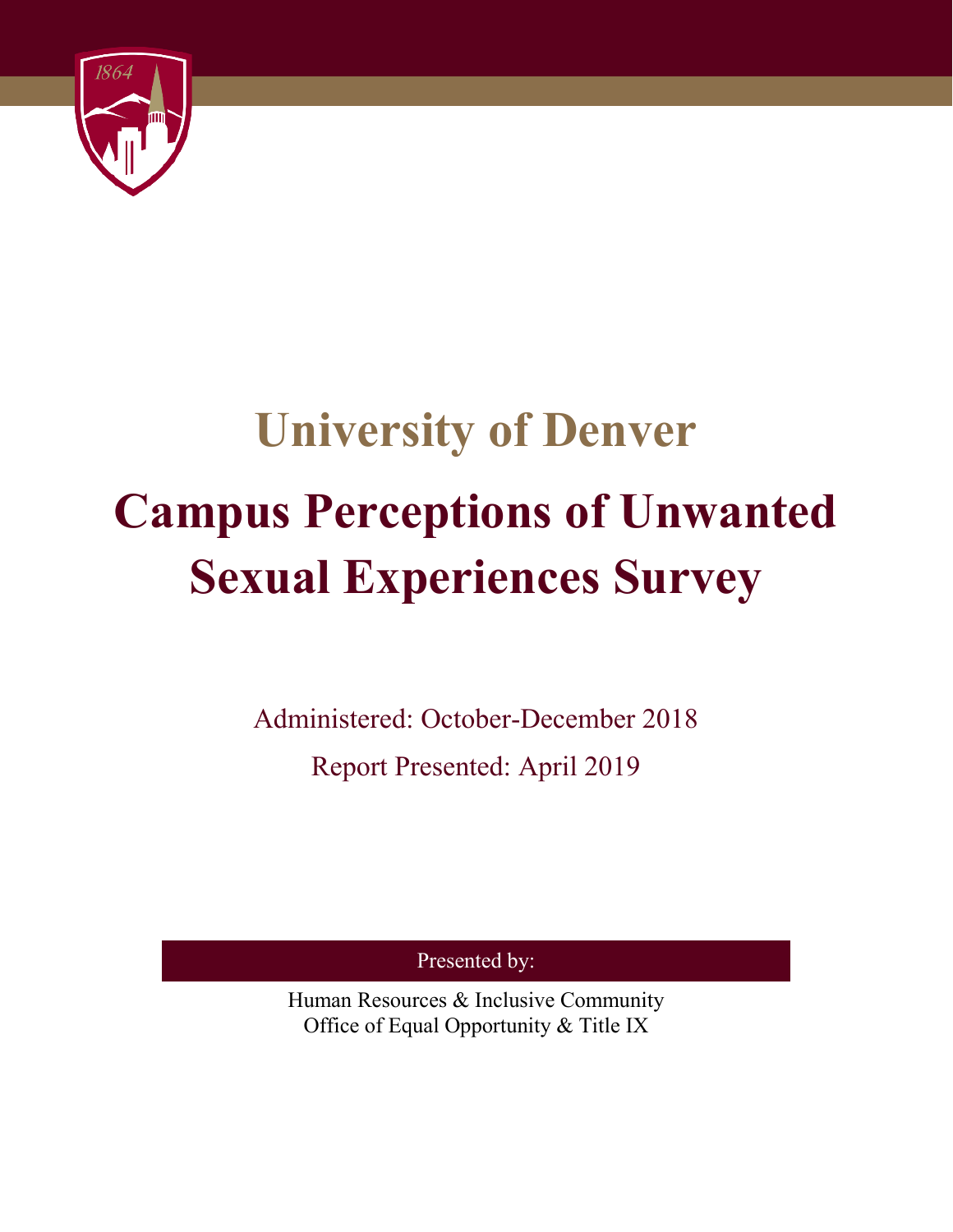# University of Denver

# Campus Perceptions of Unwanted Sexual Experiences Survey

Administered: October-December 2018

Report Presented: April 2019

Presented by:

Human Resources & Inclusive Community
Office of Equal Opportunity & Title IX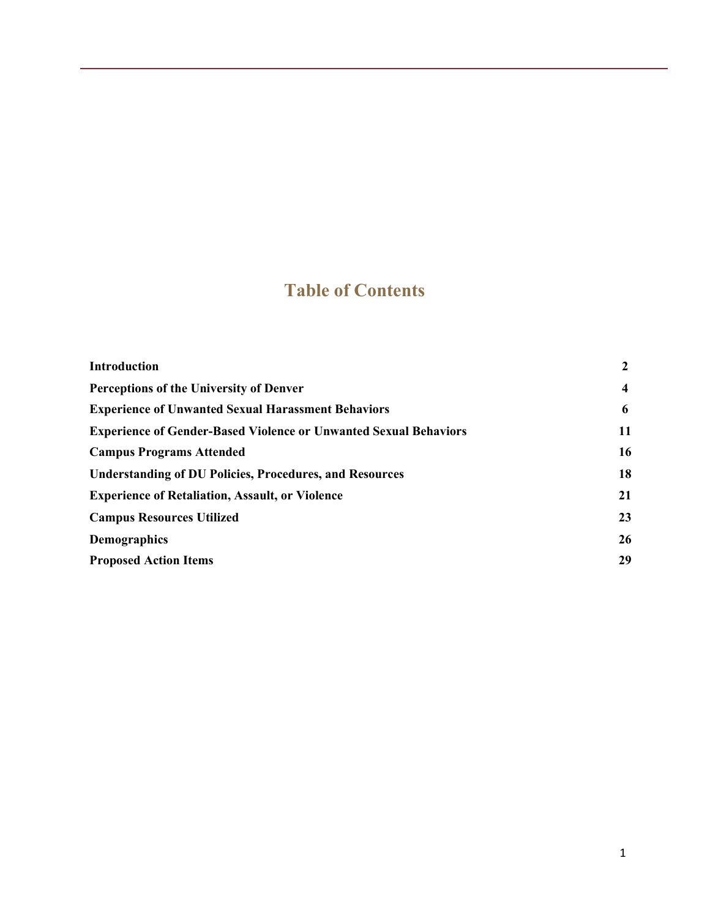# Table of Contents

| | |
|---|---|
| **Introduction** | **2** |
| **Perceptions of the University of Denver** | **4** |
| **Experience of Unwanted Sexual Harassment Behaviors** | **6** |
| **Experience of Gender-Based Violence or Unwanted Sexual Behaviors** | **11** |
| **Campus Programs Attended** | **16** |
| **Understanding of DU Policies, Procedures, and Resources** | **18** |
| **Experience of Retaliation, Assault, or Violence** | **21** |
| **Campus Resources Utilized** | **23** |
| **Demographics** | **26** |
| **Proposed Action Items** | **29** |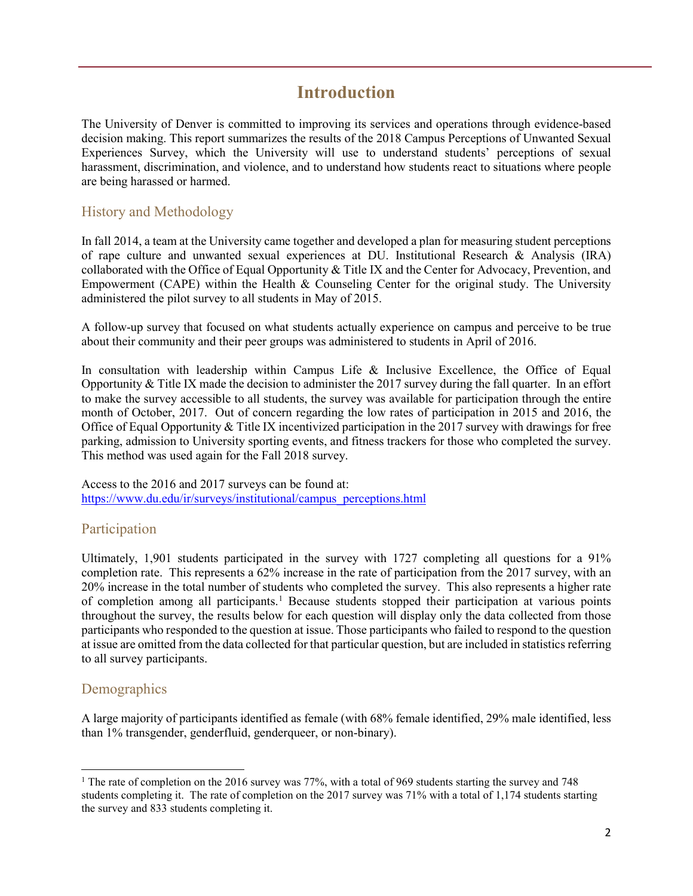# Introduction

The University of Denver is committed to improving its services and operations through evidence-based decision making. This report summarizes the results of the 2018 Campus Perceptions of Unwanted Sexual Experiences Survey, which the University will use to understand students' perceptions of sexual harassment, discrimination, and violence, and to understand how students react to situations where people are being harassed or harmed.

## History and Methodology

In fall 2014, a team at the University came together and developed a plan for measuring student perceptions of rape culture and unwanted sexual experiences at DU. Institutional Research & Analysis (IRA) collaborated with the Office of Equal Opportunity & Title IX and the Center for Advocacy, Prevention, and Empowerment (CAPE) within the Health & Counseling Center for the original study. The University administered the pilot survey to all students in May of 2015.

A follow-up survey that focused on what students actually experience on campus and perceive to be true about their community and their peer groups was administered to students in April of 2016.

In consultation with leadership within Campus Life & Inclusive Excellence, the Office of Equal Opportunity & Title IX made the decision to administer the 2017 survey during the fall quarter. In an effort to make the survey accessible to all students, the survey was available for participation through the entire month of October, 2017. Out of concern regarding the low rates of participation in 2015 and 2016, the Office of Equal Opportunity & Title IX incentivized participation in the 2017 survey with drawings for free parking, admission to University sporting events, and fitness trackers for those who completed the survey. This method was used again for the Fall 2018 survey.

Access to the 2016 and 2017 surveys can be found at:
https://www.du.edu/ir/surveys/institutional/campus_perceptions.html

## Participation

Ultimately, 1,901 students participated in the survey with 1727 completing all questions for a 91% completion rate. This represents a 62% increase in the rate of participation from the 2017 survey, with an 20% increase in the total number of students who completed the survey. This also represents a higher rate of completion among all participants.[1] Because students stopped their participation at various points throughout the survey, the results below for each question will display only the data collected from those participants who responded to the question at issue. Those participants who failed to respond to the question at issue are omitted from the data collected for that particular question, but are included in statistics referring to all survey participants.

## Demographics

A large majority of participants identified as female (with 68% female identified, 29% male identified, less than 1% transgender, genderfluid, genderqueer, or non-binary).

---

[1] The rate of completion on the 2016 survey was 77%, with a total of 969 students starting the survey and 748 students completing it. The rate of completion on the 2017 survey was 71% with a total of 1,174 students starting the survey and 833 students completing it.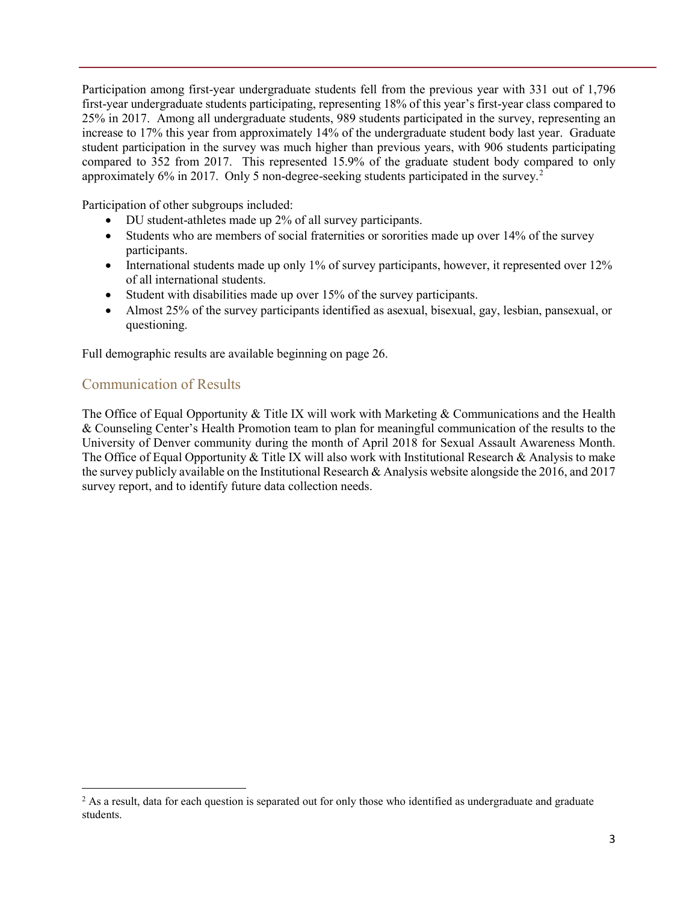Participation among first-year undergraduate students fell from the previous year with 331 out of 1,796 first-year undergraduate students participating, representing 18% of this year's first-year class compared to 25% in 2017. Among all undergraduate students, 989 students participated in the survey, representing an increase to 17% this year from approximately 14% of the undergraduate student body last year. Graduate student participation in the survey was much higher than previous years, with 906 students participating compared to 352 from 2017. This represented 15.9% of the graduate student body compared to only approximately 6% in 2017. Only 5 non-degree-seeking students participated in the survey.[2]

Participation of other subgroups included:

- DU student-athletes made up 2% of all survey participants.
- Students who are members of social fraternities or sororities made up over 14% of the survey participants.
- International students made up only 1% of survey participants, however, it represented over 12% of all international students.
- Student with disabilities made up over 15% of the survey participants.
- Almost 25% of the survey participants identified as asexual, bisexual, gay, lesbian, pansexual, or questioning.

Full demographic results are available beginning on page 26.

## Communication of Results

The Office of Equal Opportunity & Title IX will work with Marketing & Communications and the Health & Counseling Center's Health Promotion team to plan for meaningful communication of the results to the University of Denver community during the month of April 2018 for Sexual Assault Awareness Month. The Office of Equal Opportunity & Title IX will also work with Institutional Research & Analysis to make the survey publicly available on the Institutional Research & Analysis website alongside the 2016, and 2017 survey report, and to identify future data collection needs.

[2] As a result, data for each question is separated out for only those who identified as undergraduate and graduate students.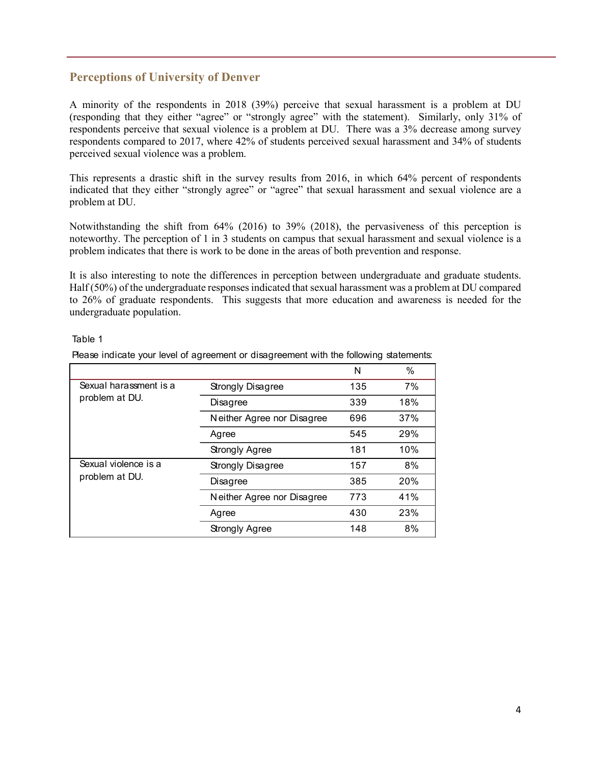## Perceptions of University of Denver

A minority of the respondents in 2018 (39%) perceive that sexual harassment is a problem at DU (responding that they either "agree" or "strongly agree" with the statement). Similarly, only 31% of respondents perceive that sexual violence is a problem at DU. There was a 3% decrease among survey respondents compared to 2017, where 42% of students perceived sexual harassment and 34% of students perceived sexual violence was a problem.

This represents a drastic shift in the survey results from 2016, in which 64% percent of respondents indicated that they either "strongly agree" or "agree" that sexual harassment and sexual violence are a problem at DU.

Notwithstanding the shift from 64% (2016) to 39% (2018), the pervasiveness of this perception is noteworthy. The perception of 1 in 3 students on campus that sexual harassment and sexual violence is a problem indicates that there is work to be done in the areas of both prevention and response.

It is also interesting to note the differences in perception between undergraduate and graduate students. Half (50%) of the undergraduate responses indicated that sexual harassment was a problem at DU compared to 26% of graduate respondents. This suggests that more education and awareness is needed for the undergraduate population.

Table 1

Please indicate your level of agreement or disagreement with the following statements:

| | | N | % |
|---|---|---|---|
| Sexual harassment is a problem at DU. | Strongly Disagree | 135 | 7% |
| | Disagree | 339 | 18% |
| | Neither Agree nor Disagree | 696 | 37% |
| | Agree | 545 | 29% |
| | Strongly Agree | 181 | 10% |
| Sexual violence is a problem at DU. | Strongly Disagree | 157 | 8% |
| | Disagree | 385 | 20% |
| | Neither Agree nor Disagree | 773 | 41% |
| | Agree | 430 | 23% |
| | Strongly Agree | 148 | 8% |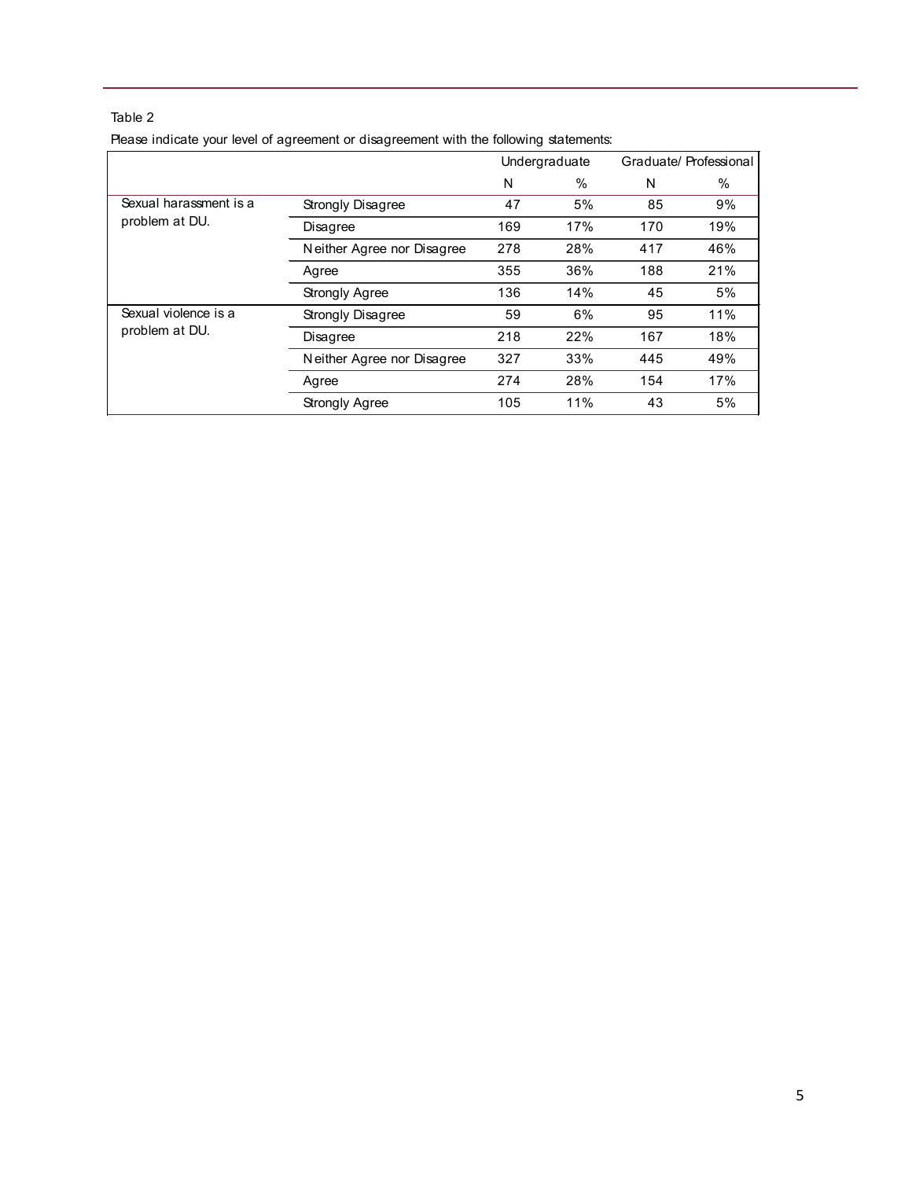Table 2

Please indicate your level of agreement or disagreement with the following statements:

| | | Undergraduate | | Graduate/ Professional | |
|---|---|---|---|---|---|
| | | N | % | N | % |
| Sexual harassment is a problem at DU. | Strongly Disagree | 47 | 5% | 85 | 9% |
| | Disagree | 169 | 17% | 170 | 19% |
| | Neither Agree nor Disagree | 278 | 28% | 417 | 46% |
| | Agree | 355 | 36% | 188 | 21% |
| | Strongly Agree | 136 | 14% | 45 | 5% |
| Sexual violence is a problem at DU. | Strongly Disagree | 59 | 6% | 95 | 11% |
| | Disagree | 218 | 22% | 167 | 18% |
| | Neither Agree nor Disagree | 327 | 33% | 445 | 49% |
| | Agree | 274 | 28% | 154 | 17% |
| | Strongly Agree | 105 | 11% | 43 | 5% |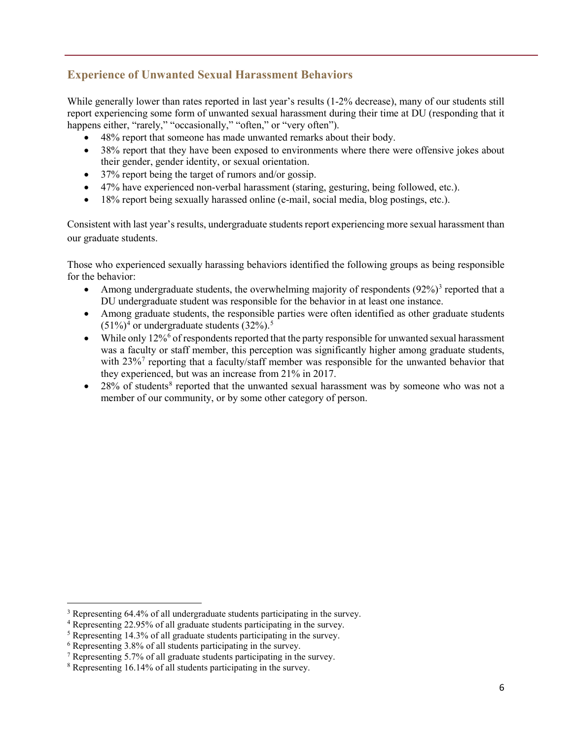## Experience of Unwanted Sexual Harassment Behaviors

While generally lower than rates reported in last year's results (1-2% decrease), many of our students still report experiencing some form of unwanted sexual harassment during their time at DU (responding that it happens either, "rarely," "occasionally," "often," or "very often").

- 48% report that someone has made unwanted remarks about their body.
- 38% report that they have been exposed to environments where there were offensive jokes about their gender, gender identity, or sexual orientation.
- 37% report being the target of rumors and/or gossip.
- 47% have experienced non-verbal harassment (staring, gesturing, being followed, etc.).
- 18% report being sexually harassed online (e-mail, social media, blog postings, etc.).

Consistent with last year's results, undergraduate students report experiencing more sexual harassment than our graduate students.

Those who experienced sexually harassing behaviors identified the following groups as being responsible for the behavior:

- Among undergraduate students, the overwhelming majority of respondents (92%)[3] reported that a DU undergraduate student was responsible for the behavior in at least one instance.
- Among graduate students, the responsible parties were often identified as other graduate students (51%)[4] or undergraduate students (32%).[5]
- While only 12%[6] of respondents reported that the party responsible for unwanted sexual harassment was a faculty or staff member, this perception was significantly higher among graduate students, with 23%[7] reporting that a faculty/staff member was responsible for the unwanted behavior that they experienced, but was an increase from 21% in 2017.
- 28% of students[8] reported that the unwanted sexual harassment was by someone who was not a member of our community, or by some other category of person.

---

[3] Representing 64.4% of all undergraduate students participating in the survey.

[4] Representing 22.95% of all graduate students participating in the survey.

[5] Representing 14.3% of all graduate students participating in the survey.

[6] Representing 3.8% of all students participating in the survey.

[7] Representing 5.7% of all graduate students participating in the survey.

[8] Representing 16.14% of all students participating in the survey.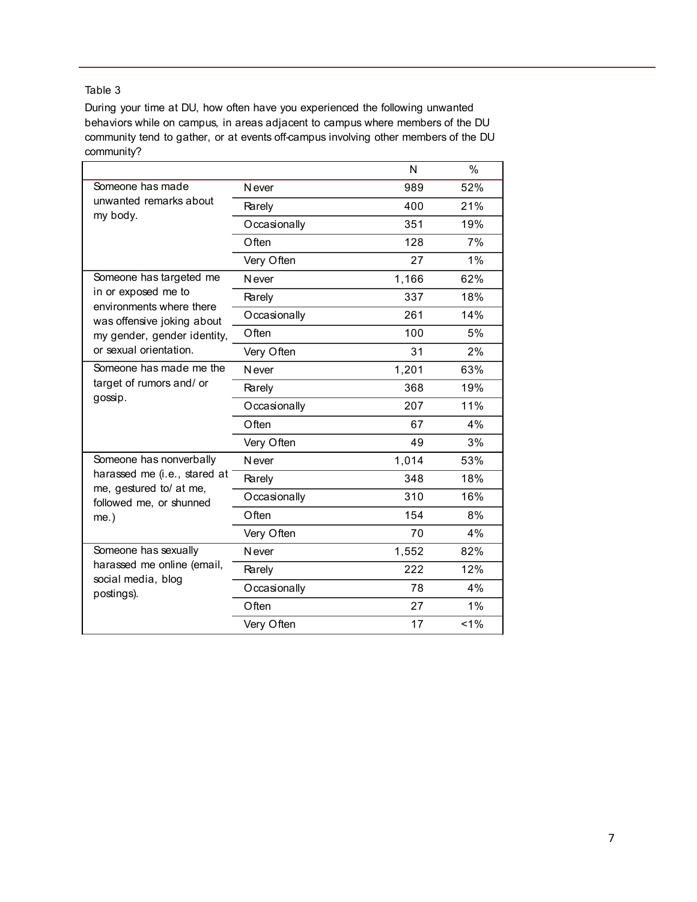Table 3

During your time at DU, how often have you experienced the following unwanted behaviors while on campus, in areas adjacent to campus where members of the DU community tend to gather, or at events off-campus involving other members of the DU community?

| | | N | % |
|---|---|---|---|
| Someone has made unwanted remarks about my body. | Never | 989 | 52% |
| | Rarely | 400 | 21% |
| | Occasionally | 351 | 19% |
| | Often | 128 | 7% |
| | Very Often | 27 | 1% |
| Someone has targeted me in or exposed me to environments where there was offensive joking about my gender, gender identity, or sexual orientation. | Never | 1,166 | 62% |
| | Rarely | 337 | 18% |
| | Occasionally | 261 | 14% |
| | Often | 100 | 5% |
| | Very Often | 31 | 2% |
| Someone has made me the target of rumors and/ or gossip. | Never | 1,201 | 63% |
| | Rarely | 368 | 19% |
| | Occasionally | 207 | 11% |
| | Often | 67 | 4% |
| | Very Often | 49 | 3% |
| Someone has nonverbally harassed me (i.e., stared at me, gestured to/ at me, followed me, or shunned me.) | Never | 1,014 | 53% |
| | Rarely | 348 | 18% |
| | Occasionally | 310 | 16% |
| | Often | 154 | 8% |
| | Very Often | 70 | 4% |
| Someone has sexually harassed me online (email, social media, blog postings). | Never | 1,552 | 82% |
| | Rarely | 222 | 12% |
| | Occasionally | 78 | 4% |
| | Often | 27 | 1% |
| | Very Often | 17 | <1% |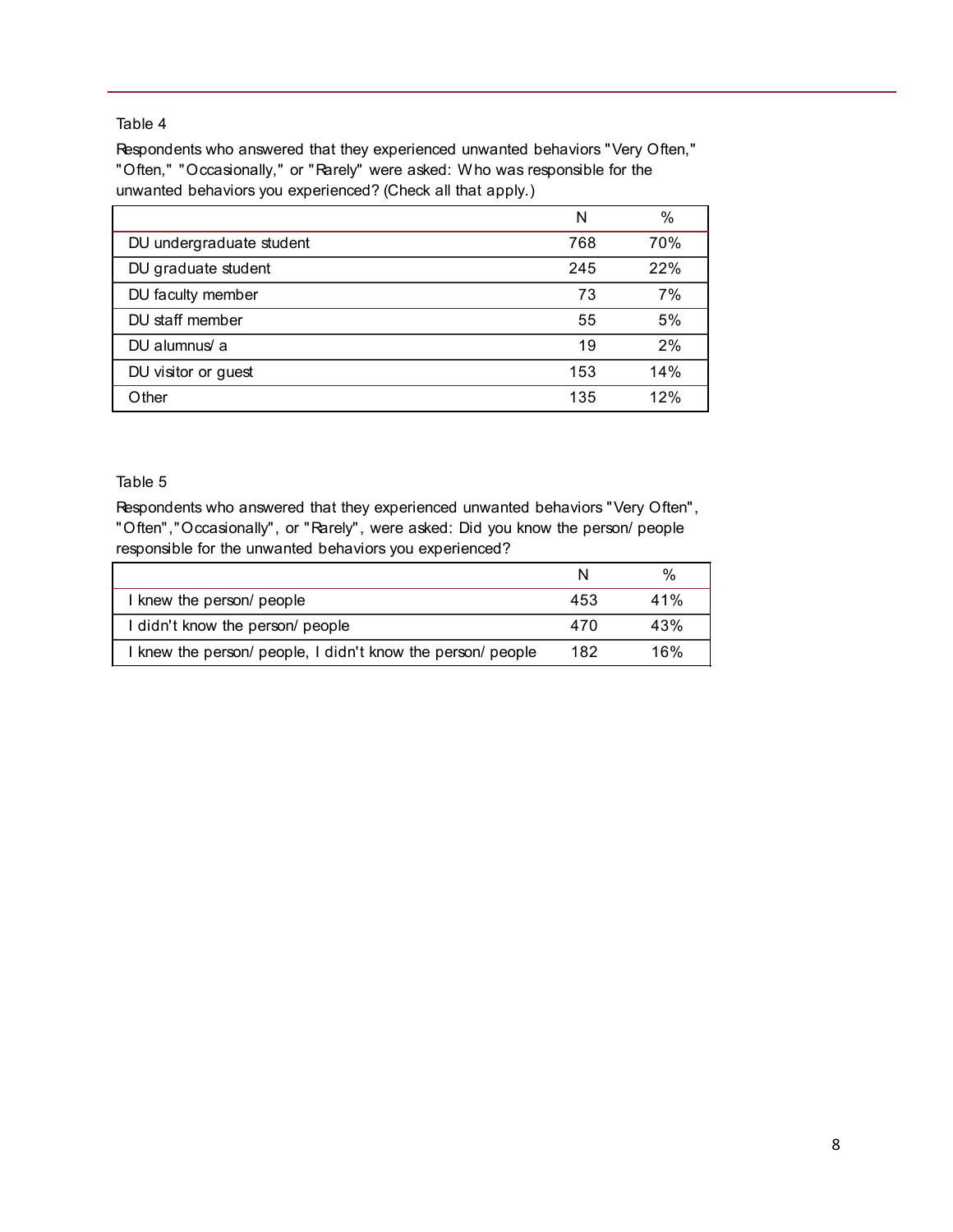Table 4

Respondents who answered that they experienced unwanted behaviors "Very Often," "Often," "Occasionally," or "Rarely" were asked: Who was responsible for the unwanted behaviors you experienced? (Check all that apply.)

| | N | % |
|---|---|---|
| DU undergraduate student | 768 | 70% |
| DU graduate student | 245 | 22% |
| DU faculty member | 73 | 7% |
| DU staff member | 55 | 5% |
| DU alumnus/ a | 19 | 2% |
| DU visitor or guest | 153 | 14% |
| Other | 135 | 12% |

Table 5

Respondents who answered that they experienced unwanted behaviors "Very Often", "Often","Occasionally", or "Rarely", were asked: Did you know the person/ people responsible for the unwanted behaviors you experienced?

| | N | % |
|---|---|---|
| I knew the person/ people | 453 | 41% |
| I didn't know the person/ people | 470 | 43% |
| I knew the person/ people, I didn't know the person/ people | 182 | 16% |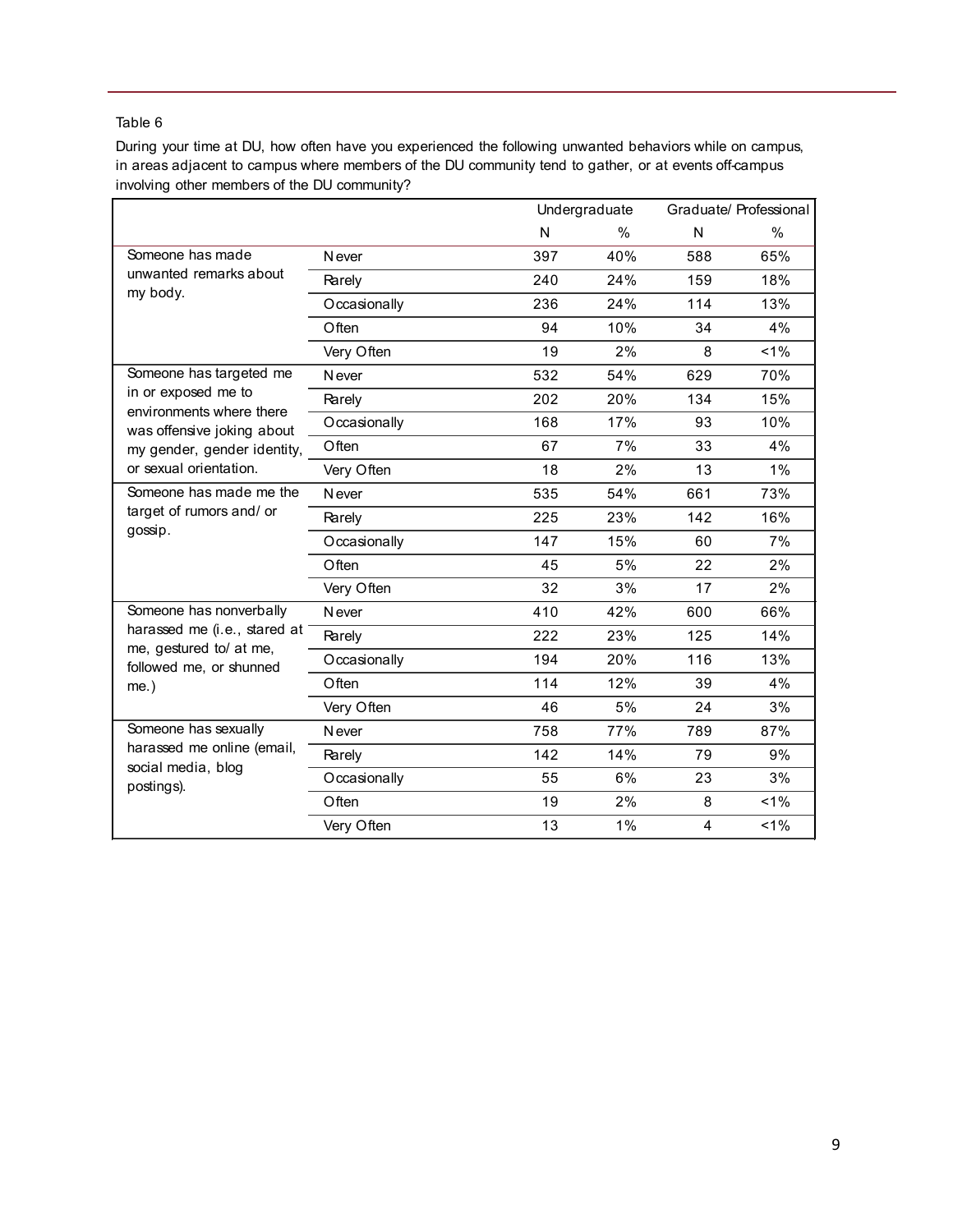Table 6

During your time at DU, how often have you experienced the following unwanted behaviors while on campus, in areas adjacent to campus where members of the DU community tend to gather, or at events off-campus involving other members of the DU community?

| | | Undergraduate | | Graduate/ Professional | |
|---|---|---|---|---|---|
| | | N | % | N | % |
| Someone has made unwanted remarks about my body. | Never | 397 | 40% | 588 | 65% |
| | Rarely | 240 | 24% | 159 | 18% |
| | Occasionally | 236 | 24% | 114 | 13% |
| | Often | 94 | 10% | 34 | 4% |
| | Very Often | 19 | 2% | 8 | <1% |
| Someone has targeted me in or exposed me to environments where there was offensive joking about my gender, gender identity, or sexual orientation. | Never | 532 | 54% | 629 | 70% |
| | Rarely | 202 | 20% | 134 | 15% |
| | Occasionally | 168 | 17% | 93 | 10% |
| | Often | 67 | 7% | 33 | 4% |
| | Very Often | 18 | 2% | 13 | 1% |
| Someone has made me the target of rumors and/ or gossip. | Never | 535 | 54% | 661 | 73% |
| | Rarely | 225 | 23% | 142 | 16% |
| | Occasionally | 147 | 15% | 60 | 7% |
| | Often | 45 | 5% | 22 | 2% |
| | Very Often | 32 | 3% | 17 | 2% |
| Someone has nonverbally harassed me (i.e., stared at me, gestured to/ at me, followed me, or shunned me.) | Never | 410 | 42% | 600 | 66% |
| | Rarely | 222 | 23% | 125 | 14% |
| | Occasionally | 194 | 20% | 116 | 13% |
| | Often | 114 | 12% | 39 | 4% |
| | Very Often | 46 | 5% | 24 | 3% |
| Someone has sexually harassed me online (email, social media, blog postings). | Never | 758 | 77% | 789 | 87% |
| | Rarely | 142 | 14% | 79 | 9% |
| | Occasionally | 55 | 6% | 23 | 3% |
| | Often | 19 | 2% | 8 | <1% |
| | Very Often | 13 | 1% | 4 | <1% |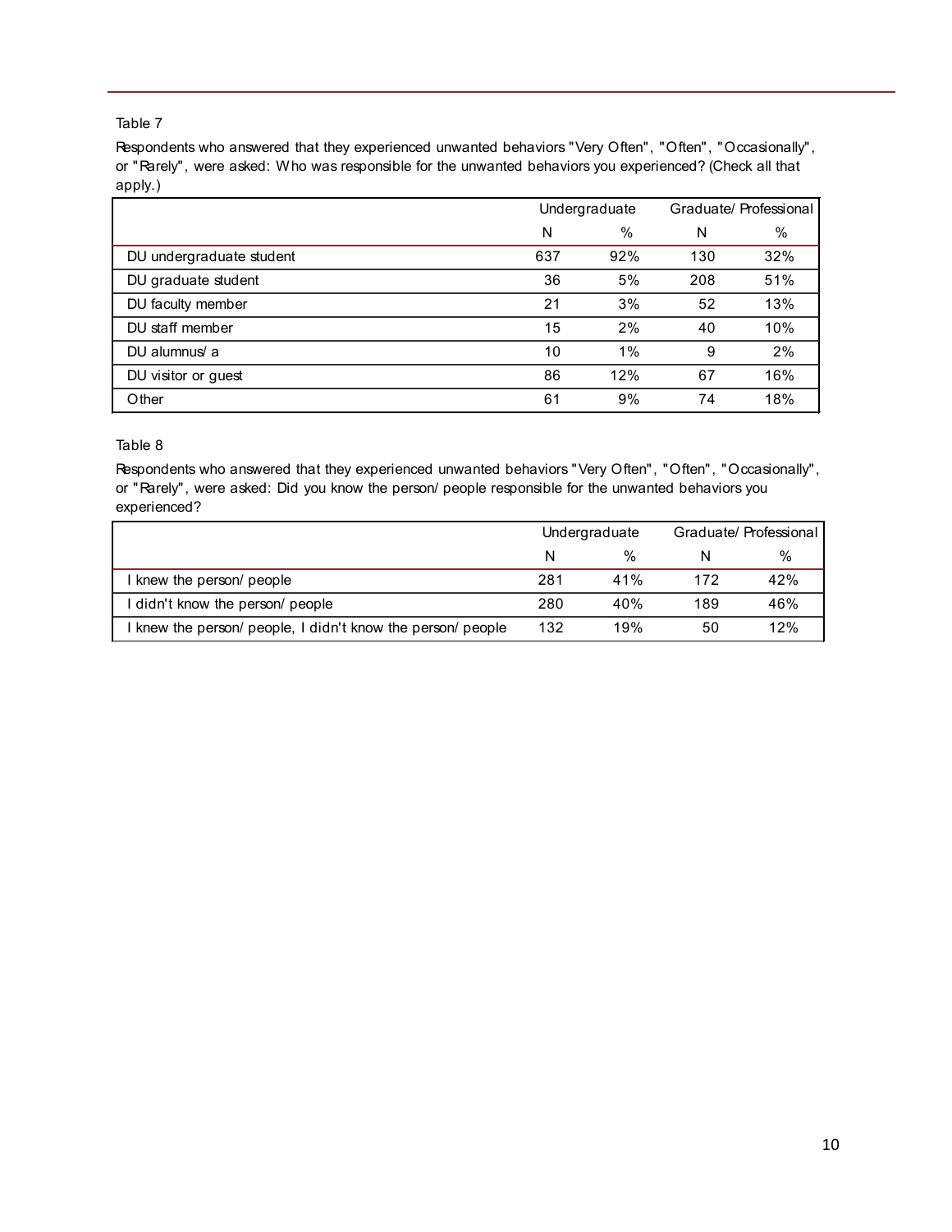Table 7

Respondents who answered that they experienced unwanted behaviors "Very Often", "Often", "Occasionally", or "Rarely", were asked: Who was responsible for the unwanted behaviors you experienced? (Check all that apply.)

| | Undergraduate | | Graduate/ Professional | |
|---|---|---|---|---|
| | N | % | N | % |
| DU undergraduate student | 637 | 92% | 130 | 32% |
| DU graduate student | 36 | 5% | 208 | 51% |
| DU faculty member | 21 | 3% | 52 | 13% |
| DU staff member | 15 | 2% | 40 | 10% |
| DU alumnus/ a | 10 | 1% | 9 | 2% |
| DU visitor or guest | 86 | 12% | 67 | 16% |
| Other | 61 | 9% | 74 | 18% |

Table 8

Respondents who answered that they experienced unwanted behaviors "Very Often", "Often", "Occasionally", or "Rarely", were asked: Did you know the person/ people responsible for the unwanted behaviors you experienced?

| | Undergraduate | | Graduate/ Professional | |
|---|---|---|---|---|
| | N | % | N | % |
| I knew the person/ people | 281 | 41% | 172 | 42% |
| I didn't know the person/ people | 280 | 40% | 189 | 46% |
| I knew the person/ people, I didn't know the person/ people | 132 | 19% | 50 | 12% |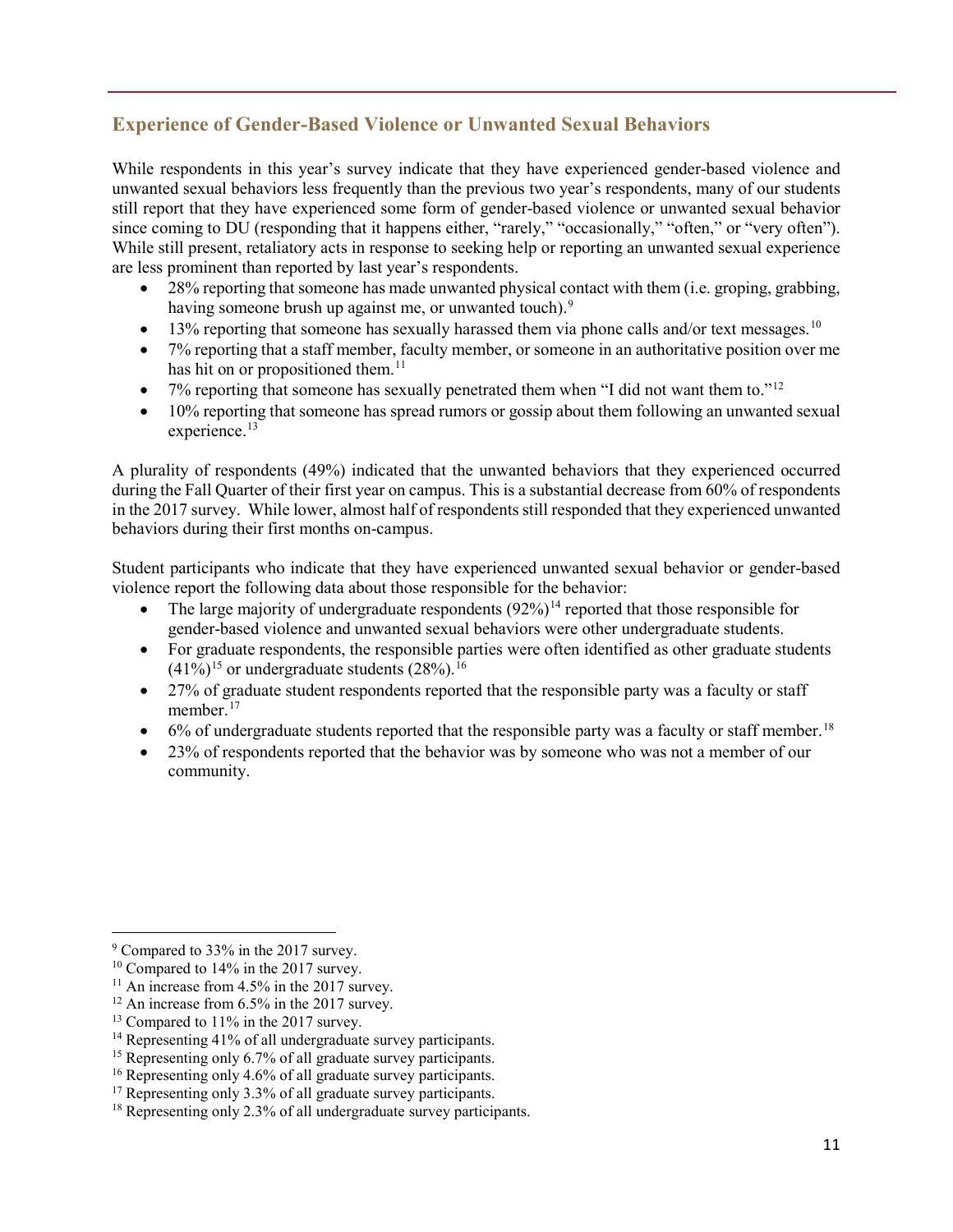## Experience of Gender-Based Violence or Unwanted Sexual Behaviors

While respondents in this year's survey indicate that they have experienced gender-based violence and unwanted sexual behaviors less frequently than the previous two year's respondents, many of our students still report that they have experienced some form of gender-based violence or unwanted sexual behavior since coming to DU (responding that it happens either, "rarely," "occasionally," "often," or "very often"). While still present, retaliatory acts in response to seeking help or reporting an unwanted sexual experience are less prominent than reported by last year's respondents.

- 28% reporting that someone has made unwanted physical contact with them (i.e. groping, grabbing, having someone brush up against me, or unwanted touch).[9]
- 13% reporting that someone has sexually harassed them via phone calls and/or text messages.[10]
- 7% reporting that a staff member, faculty member, or someone in an authoritative position over me has hit on or propositioned them.[11]
- 7% reporting that someone has sexually penetrated them when "I did not want them to."[12]
- 10% reporting that someone has spread rumors or gossip about them following an unwanted sexual experience.[13]

A plurality of respondents (49%) indicated that the unwanted behaviors that they experienced occurred during the Fall Quarter of their first year on campus. This is a substantial decrease from 60% of respondents in the 2017 survey. While lower, almost half of respondents still responded that they experienced unwanted behaviors during their first months on-campus.

Student participants who indicate that they have experienced unwanted sexual behavior or gender-based violence report the following data about those responsible for the behavior:

- The large majority of undergraduate respondents (92%)[14] reported that those responsible for gender-based violence and unwanted sexual behaviors were other undergraduate students.
- For graduate respondents, the responsible parties were often identified as other graduate students (41%)[15] or undergraduate students (28%).[16]
- 27% of graduate student respondents reported that the responsible party was a faculty or staff member.[17]
- 6% of undergraduate students reported that the responsible party was a faculty or staff member.[18]
- 23% of respondents reported that the behavior was by someone who was not a member of our community.

---

[9] Compared to 33% in the 2017 survey.
[10] Compared to 14% in the 2017 survey.
[11] An increase from 4.5% in the 2017 survey.
[12] An increase from 6.5% in the 2017 survey.
[13] Compared to 11% in the 2017 survey.
[14] Representing 41% of all undergraduate survey participants.
[15] Representing only 6.7% of all graduate survey participants.
[16] Representing only 4.6% of all graduate survey participants.
[17] Representing only 3.3% of all graduate survey participants.
[18] Representing only 2.3% of all undergraduate survey participants.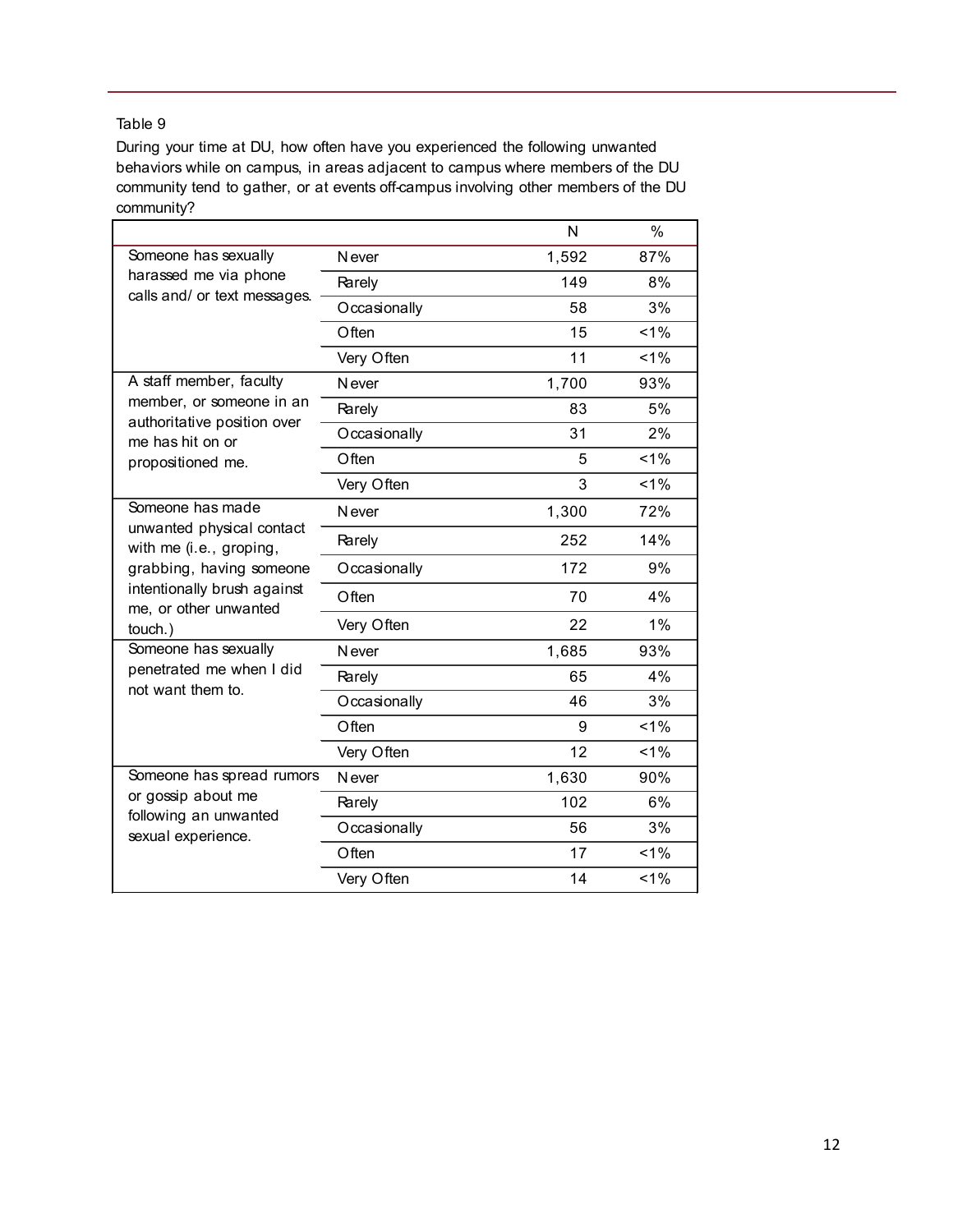Table 9

During your time at DU, how often have you experienced the following unwanted behaviors while on campus, in areas adjacent to campus where members of the DU community tend to gather, or at events off-campus involving other members of the DU community?

| | | N | % |
|---|---|---|---|
| Someone has sexually harassed me via phone calls and/ or text messages. | Never | 1,592 | 87% |
| | Rarely | 149 | 8% |
| | Occasionally | 58 | 3% |
| | Often | 15 | <1% |
| | Very Often | 11 | <1% |
| A staff member, faculty member, or someone in an authoritative position over me has hit on or propositioned me. | Never | 1,700 | 93% |
| | Rarely | 83 | 5% |
| | Occasionally | 31 | 2% |
| | Often | 5 | <1% |
| | Very Often | 3 | <1% |
| Someone has made unwanted physical contact with me (i.e., groping, grabbing, having someone intentionally brush against me, or other unwanted touch.) | Never | 1,300 | 72% |
| | Rarely | 252 | 14% |
| | Occasionally | 172 | 9% |
| | Often | 70 | 4% |
| | Very Often | 22 | 1% |
| Someone has sexually penetrated me when I did not want them to. | Never | 1,685 | 93% |
| | Rarely | 65 | 4% |
| | Occasionally | 46 | 3% |
| | Often | 9 | <1% |
| | Very Often | 12 | <1% |
| Someone has spread rumors or gossip about me following an unwanted sexual experience. | Never | 1,630 | 90% |
| | Rarely | 102 | 6% |
| | Occasionally | 56 | 3% |
| | Often | 17 | <1% |
| | Very Often | 14 | <1% |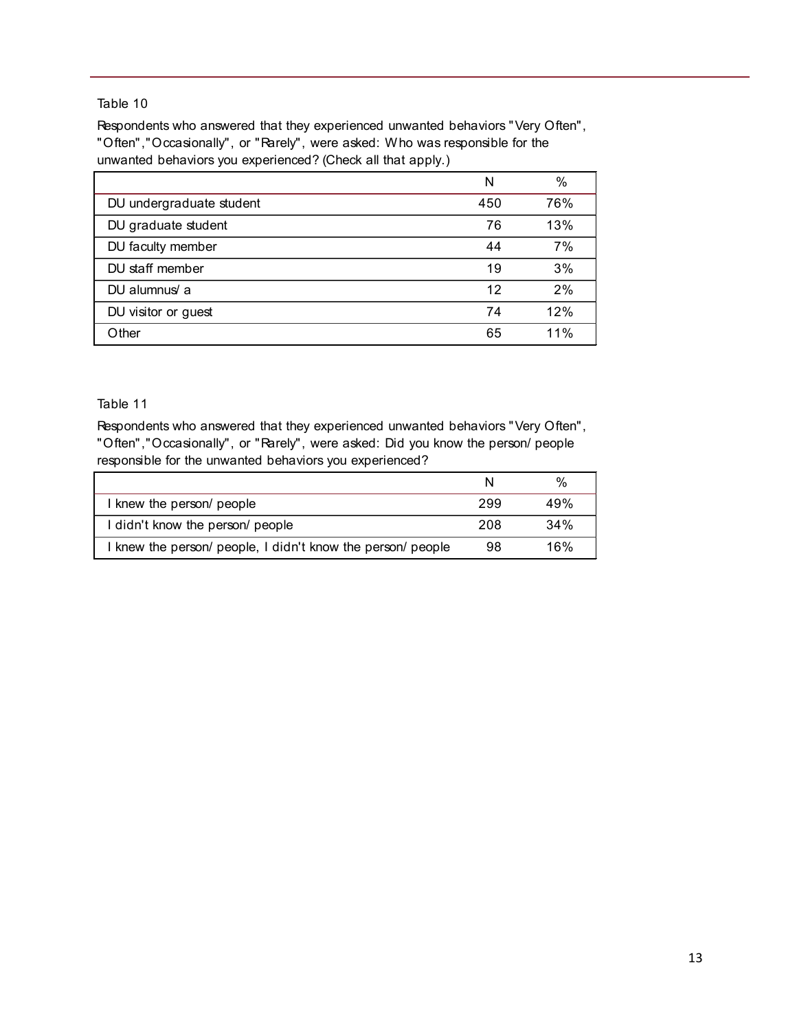Table 10

Respondents who answered that they experienced unwanted behaviors "Very Often", "Often","Occasionally", or "Rarely", were asked: Who was responsible for the unwanted behaviors you experienced? (Check all that apply.)

| | N | % |
|---|---|---|
| DU undergraduate student | 450 | 76% |
| DU graduate student | 76 | 13% |
| DU faculty member | 44 | 7% |
| DU staff member | 19 | 3% |
| DU alumnus/ a | 12 | 2% |
| DU visitor or guest | 74 | 12% |
| Other | 65 | 11% |

Table 11

Respondents who answered that they experienced unwanted behaviors "Very Often", "Often","Occasionally", or "Rarely", were asked: Did you know the person/ people responsible for the unwanted behaviors you experienced?

| | N | % |
|---|---|---|
| I knew the person/ people | 299 | 49% |
| I didn't know the person/ people | 208 | 34% |
| I knew the person/ people, I didn't know the person/ people | 98 | 16% |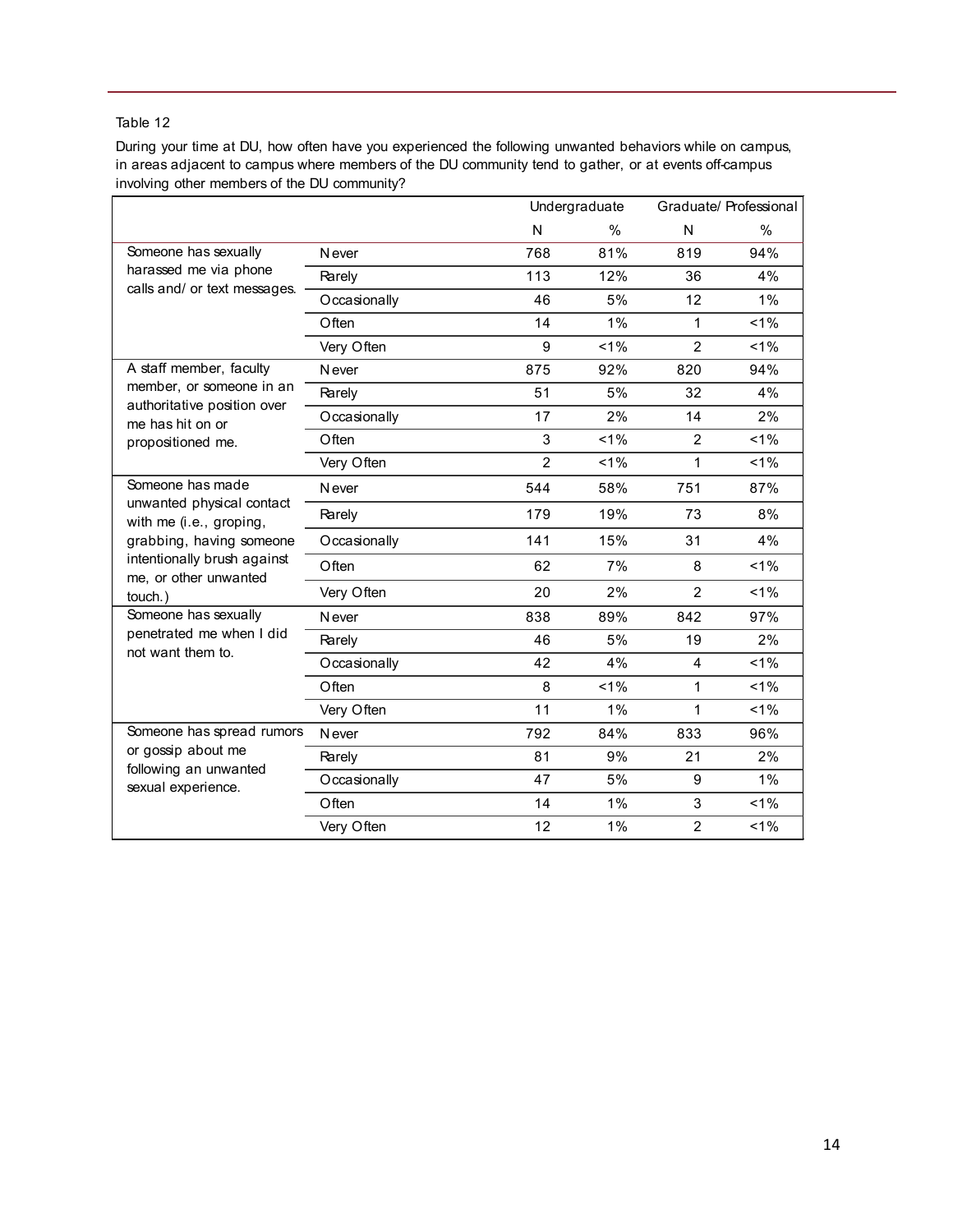Table 12

During your time at DU, how often have you experienced the following unwanted behaviors while on campus, in areas adjacent to campus where members of the DU community tend to gather, or at events off-campus involving other members of the DU community?

| | | Undergraduate | | Graduate/ Professional | |
|---|---|---|---|---|---|
| | | N | % | N | % |
| Someone has sexually harassed me via phone calls and/ or text messages. | Never | 768 | 81% | 819 | 94% |
| | Rarely | 113 | 12% | 36 | 4% |
| | Occasionally | 46 | 5% | 12 | 1% |
| | Often | 14 | 1% | 1 | <1% |
| | Very Often | 9 | <1% | 2 | <1% |
| A staff member, faculty member, or someone in an authoritative position over me has hit on or propositioned me. | Never | 875 | 92% | 820 | 94% |
| | Rarely | 51 | 5% | 32 | 4% |
| | Occasionally | 17 | 2% | 14 | 2% |
| | Often | 3 | <1% | 2 | <1% |
| | Very Often | 2 | <1% | 1 | <1% |
| Someone has made unwanted physical contact with me (i.e., groping, grabbing, having someone intentionally brush against me, or other unwanted touch.) | Never | 544 | 58% | 751 | 87% |
| | Rarely | 179 | 19% | 73 | 8% |
| | Occasionally | 141 | 15% | 31 | 4% |
| | Often | 62 | 7% | 8 | <1% |
| | Very Often | 20 | 2% | 2 | <1% |
| Someone has sexually penetrated me when I did not want them to. | Never | 838 | 89% | 842 | 97% |
| | Rarely | 46 | 5% | 19 | 2% |
| | Occasionally | 42 | 4% | 4 | <1% |
| | Often | 8 | <1% | 1 | <1% |
| | Very Often | 11 | 1% | 1 | <1% |
| Someone has spread rumors or gossip about me following an unwanted sexual experience. | Never | 792 | 84% | 833 | 96% |
| | Rarely | 81 | 9% | 21 | 2% |
| | Occasionally | 47 | 5% | 9 | 1% |
| | Often | 14 | 1% | 3 | <1% |
| | Very Often | 12 | 1% | 2 | <1% |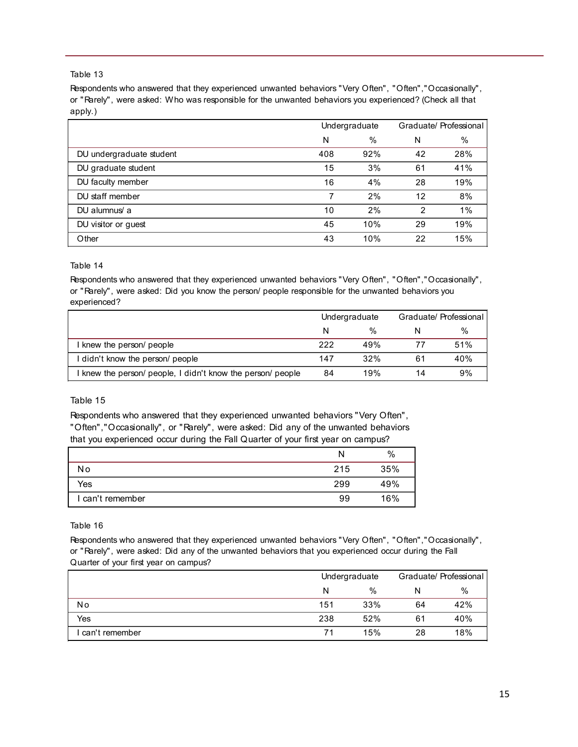Table 13

Respondents who answered that they experienced unwanted behaviors "Very Often", "Often","Occasionally", or "Rarely", were asked: Who was responsible for the unwanted behaviors you experienced? (Check all that apply.)

| | Undergraduate | | Graduate/ Professional | |
|---|---|---|---|---|
| | N | % | N | % |
| DU undergraduate student | 408 | 92% | 42 | 28% |
| DU graduate student | 15 | 3% | 61 | 41% |
| DU faculty member | 16 | 4% | 28 | 19% |
| DU staff member | 7 | 2% | 12 | 8% |
| DU alumnus/ a | 10 | 2% | 2 | 1% |
| DU visitor or guest | 45 | 10% | 29 | 19% |
| Other | 43 | 10% | 22 | 15% |

Table 14

Respondents who answered that they experienced unwanted behaviors "Very Often", "Often","Occasionally", or "Rarely", were asked: Did you know the person/ people responsible for the unwanted behaviors you experienced?

| | Undergraduate | | Graduate/ Professional | |
|---|---|---|---|---|
| | N | % | N | % |
| I knew the person/ people | 222 | 49% | 77 | 51% |
| I didn't know the person/ people | 147 | 32% | 61 | 40% |
| I knew the person/ people, I didn't know the person/ people | 84 | 19% | 14 | 9% |

Table 15

Respondents who answered that they experienced unwanted behaviors "Very Often", "Often","Occasionally", or "Rarely", were asked: Did any of the unwanted behaviors that you experienced occur during the Fall Quarter of your first year on campus?

| | N | % |
|---|---|---|
| No | 215 | 35% |
| Yes | 299 | 49% |
| I can't remember | 99 | 16% |

Table 16

Respondents who answered that they experienced unwanted behaviors "Very Often", "Often","Occasionally", or "Rarely", were asked: Did any of the unwanted behaviors that you experienced occur during the Fall Quarter of your first year on campus?

| | Undergraduate | | Graduate/ Professional | |
|---|---|---|---|---|
| | N | % | N | % |
| No | 151 | 33% | 64 | 42% |
| Yes | 238 | 52% | 61 | 40% |
| I can't remember | 71 | 15% | 28 | 18% |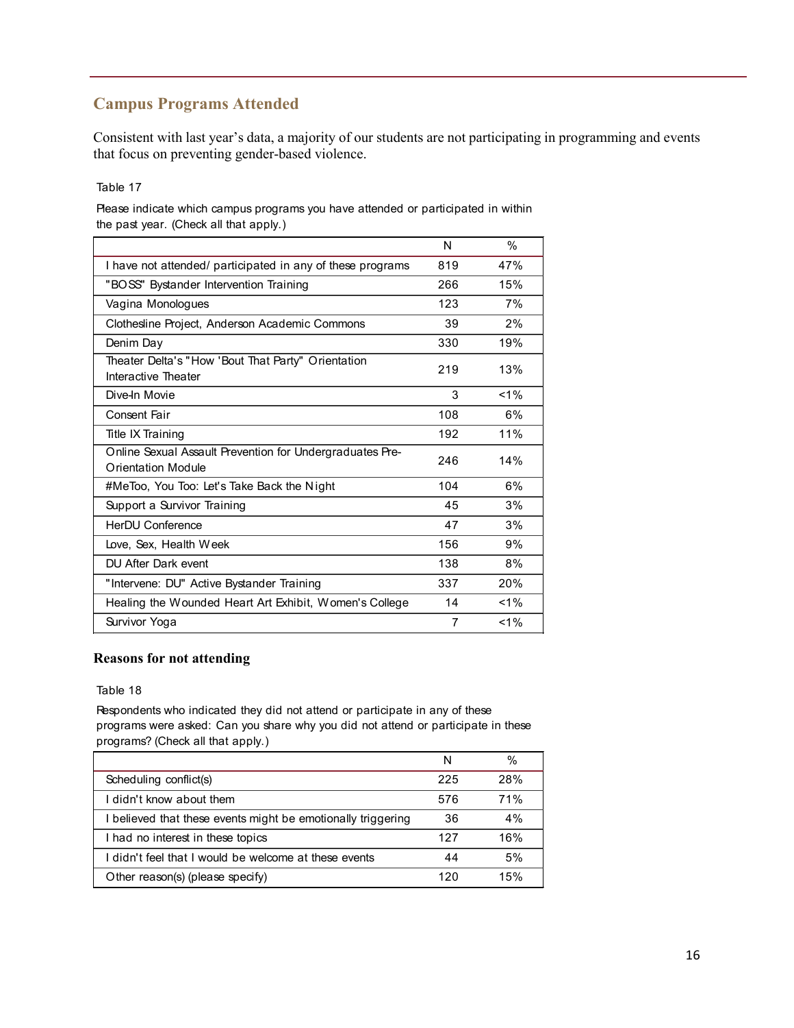## Campus Programs Attended

Consistent with last year's data, a majority of our students are not participating in programming and events that focus on preventing gender-based violence.

Table 17

Please indicate which campus programs you have attended or participated in within the past year. (Check all that apply.)

| | N | % |
|---|---|---|
| I have not attended/ participated in any of these programs | 819 | 47% |
| "BOSS" Bystander Intervention Training | 266 | 15% |
| Vagina Monologues | 123 | 7% |
| Clothesline Project, Anderson Academic Commons | 39 | 2% |
| Denim Day | 330 | 19% |
| Theater Delta's "How 'Bout That Party" Orientation Interactive Theater | 219 | 13% |
| Dive-In Movie | 3 | <1% |
| Consent Fair | 108 | 6% |
| Title IX Training | 192 | 11% |
| Online Sexual Assault Prevention for Undergraduates Pre-Orientation Module | 246 | 14% |
| #MeToo, You Too: Let's Take Back the Night | 104 | 6% |
| Support a Survivor Training | 45 | 3% |
| HerDU Conference | 47 | 3% |
| Love, Sex, Health Week | 156 | 9% |
| DU After Dark event | 138 | 8% |
| "Intervene: DU" Active Bystander Training | 337 | 20% |
| Healing the Wounded Heart Art Exhibit, Women's College | 14 | <1% |
| Survivor Yoga | 7 | <1% |

### Reasons for not attending

Table 18

Respondents who indicated they did not attend or participate in any of these programs were asked: Can you share why you did not attend or participate in these programs? (Check all that apply.)

| | N | % |
|---|---|---|
| Scheduling conflict(s) | 225 | 28% |
| I didn't know about them | 576 | 71% |
| I believed that these events might be emotionally triggering | 36 | 4% |
| I had no interest in these topics | 127 | 16% |
| I didn't feel that I would be welcome at these events | 44 | 5% |
| Other reason(s) (please specify) | 120 | 15% |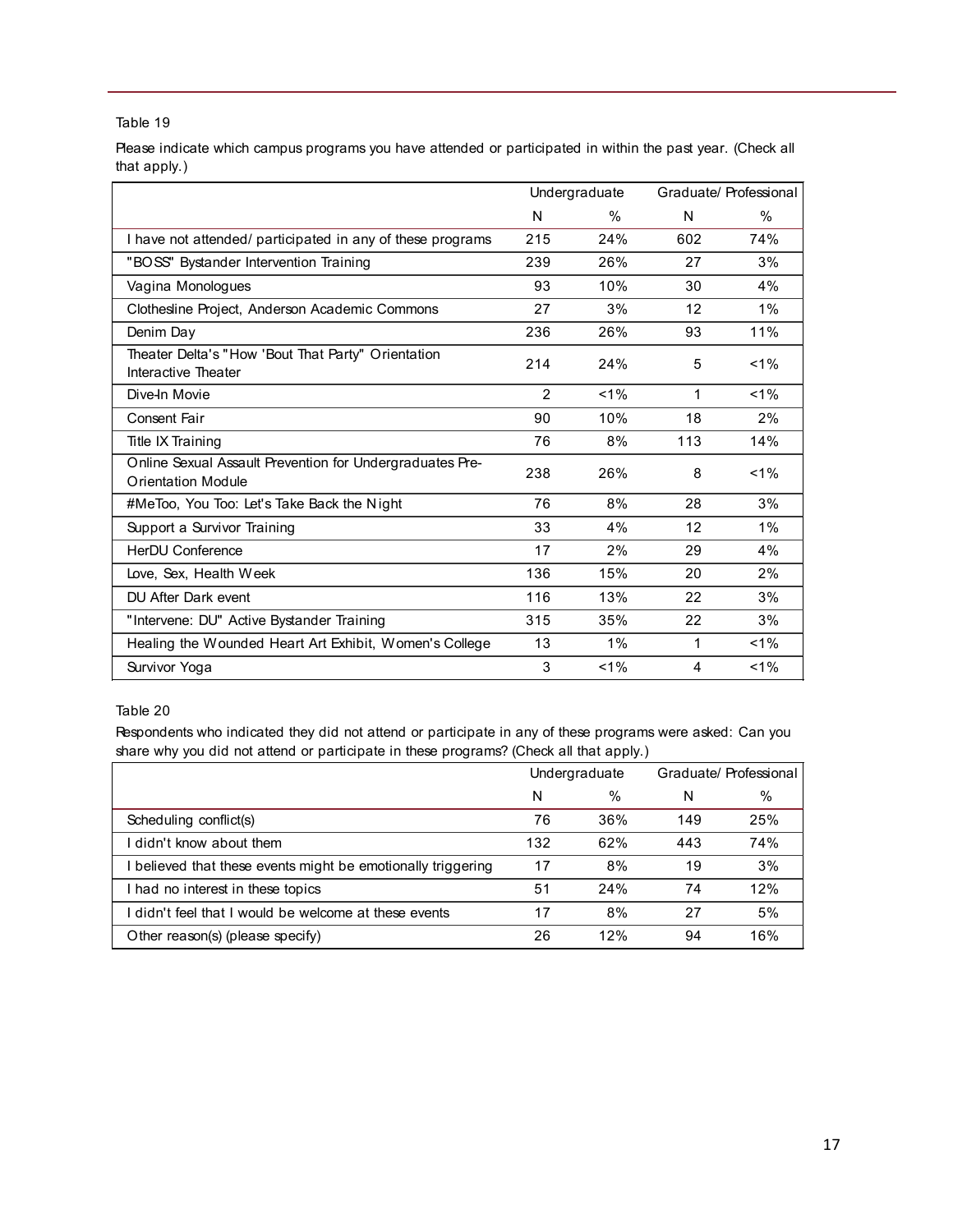Table 19

Please indicate which campus programs you have attended or participated in within the past year. (Check all that apply.)

| | Undergraduate | | Graduate/ Professional | |
|---|---|---|---|---|
| | N | % | N | % |
| I have not attended/ participated in any of these programs | 215 | 24% | 602 | 74% |
| "BOSS" Bystander Intervention Training | 239 | 26% | 27 | 3% |
| Vagina Monologues | 93 | 10% | 30 | 4% |
| Clothesline Project, Anderson Academic Commons | 27 | 3% | 12 | 1% |
| Denim Day | 236 | 26% | 93 | 11% |
| Theater Delta's "How 'Bout That Party" Orientation Interactive Theater | 214 | 24% | 5 | <1% |
| Dive-In Movie | 2 | <1% | 1 | <1% |
| Consent Fair | 90 | 10% | 18 | 2% |
| Title IX Training | 76 | 8% | 113 | 14% |
| Online Sexual Assault Prevention for Undergraduates Pre-Orientation Module | 238 | 26% | 8 | <1% |
| #MeToo, You Too: Let's Take Back the Night | 76 | 8% | 28 | 3% |
| Support a Survivor Training | 33 | 4% | 12 | 1% |
| HerDU Conference | 17 | 2% | 29 | 4% |
| Love, Sex, Health Week | 136 | 15% | 20 | 2% |
| DU After Dark event | 116 | 13% | 22 | 3% |
| "Intervene: DU" Active Bystander Training | 315 | 35% | 22 | 3% |
| Healing the Wounded Heart Art Exhibit, Women's College | 13 | 1% | 1 | <1% |
| Survivor Yoga | 3 | <1% | 4 | <1% |

Table 20

Respondents who indicated they did not attend or participate in any of these programs were asked: Can you share why you did not attend or participate in these programs? (Check all that apply.)

| | Undergraduate | | Graduate/ Professional | |
|---|---|---|---|---|
| | N | % | N | % |
| Scheduling conflict(s) | 76 | 36% | 149 | 25% |
| I didn't know about them | 132 | 62% | 443 | 74% |
| I believed that these events might be emotionally triggering | 17 | 8% | 19 | 3% |
| I had no interest in these topics | 51 | 24% | 74 | 12% |
| I didn't feel that I would be welcome at these events | 17 | 8% | 27 | 5% |
| Other reason(s) (please specify) | 26 | 12% | 94 | 16% |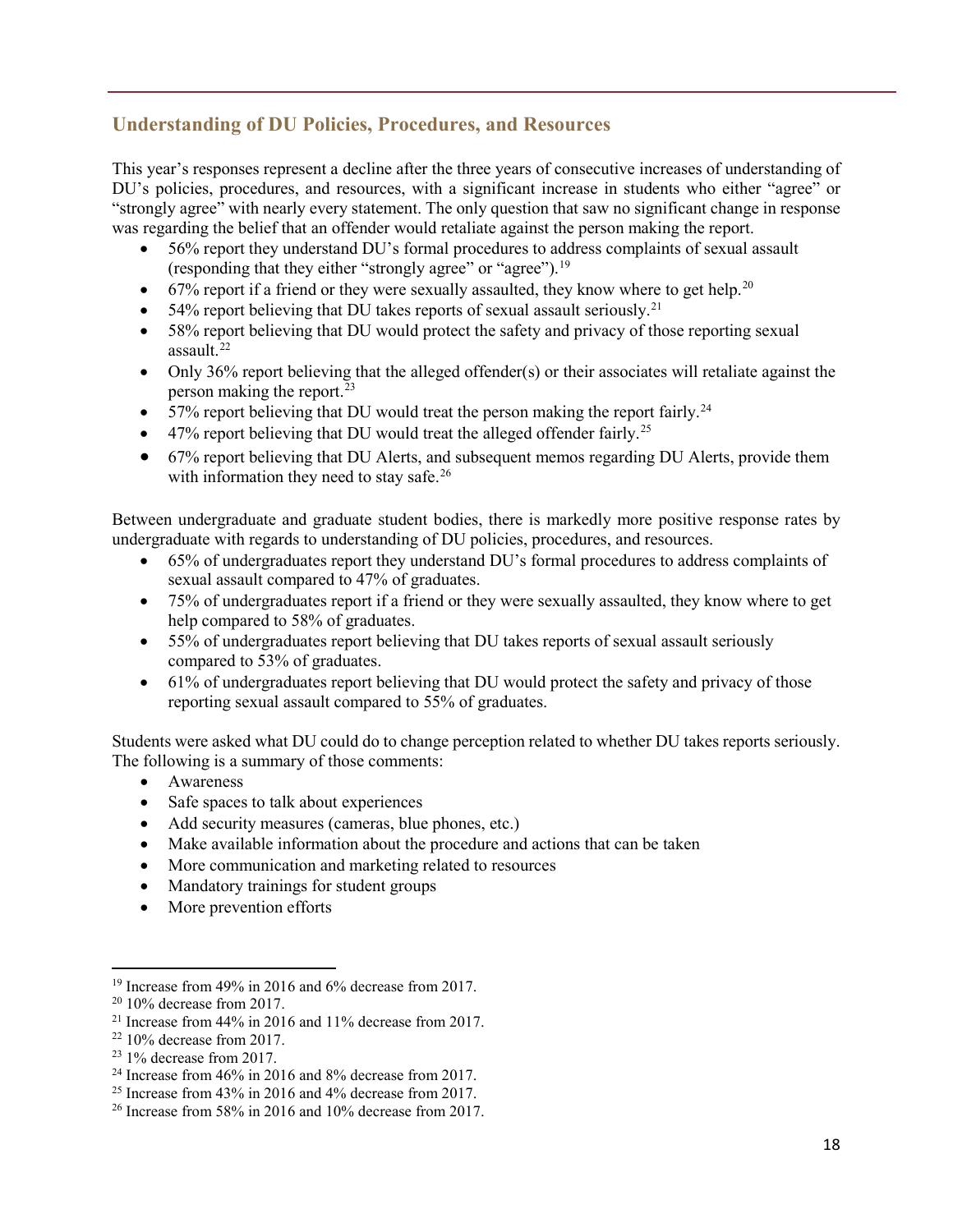## Understanding of DU Policies, Procedures, and Resources

This year's responses represent a decline after the three years of consecutive increases of understanding of DU's policies, procedures, and resources, with a significant increase in students who either "agree" or "strongly agree" with nearly every statement. The only question that saw no significant change in response was regarding the belief that an offender would retaliate against the person making the report.

- 56% report they understand DU's formal procedures to address complaints of sexual assault (responding that they either "strongly agree" or "agree").[19]
- 67% report if a friend or they were sexually assaulted, they know where to get help.[20]
- 54% report believing that DU takes reports of sexual assault seriously.[21]
- 58% report believing that DU would protect the safety and privacy of those reporting sexual assault.[22]
- Only 36% report believing that the alleged offender(s) or their associates will retaliate against the person making the report.[23]
- 57% report believing that DU would treat the person making the report fairly.[24]
- 47% report believing that DU would treat the alleged offender fairly.[25]
- 67% report believing that DU Alerts, and subsequent memos regarding DU Alerts, provide them with information they need to stay safe.[26]

Between undergraduate and graduate student bodies, there is markedly more positive response rates by undergraduate with regards to understanding of DU policies, procedures, and resources.

- 65% of undergraduates report they understand DU's formal procedures to address complaints of sexual assault compared to 47% of graduates.
- 75% of undergraduates report if a friend or they were sexually assaulted, they know where to get help compared to 58% of graduates.
- 55% of undergraduates report believing that DU takes reports of sexual assault seriously compared to 53% of graduates.
- 61% of undergraduates report believing that DU would protect the safety and privacy of those reporting sexual assault compared to 55% of graduates.

Students were asked what DU could do to change perception related to whether DU takes reports seriously. The following is a summary of those comments:

- Awareness
- Safe spaces to talk about experiences
- Add security measures (cameras, blue phones, etc.)
- Make available information about the procedure and actions that can be taken
- More communication and marketing related to resources
- Mandatory trainings for student groups
- More prevention efforts

---

[19] Increase from 49% in 2016 and 6% decrease from 2017.
[20] 10% decrease from 2017.
[21] Increase from 44% in 2016 and 11% decrease from 2017.
[22] 10% decrease from 2017.
[23] 1% decrease from 2017.
[24] Increase from 46% in 2016 and 8% decrease from 2017.
[25] Increase from 43% in 2016 and 4% decrease from 2017.
[26] Increase from 58% in 2016 and 10% decrease from 2017.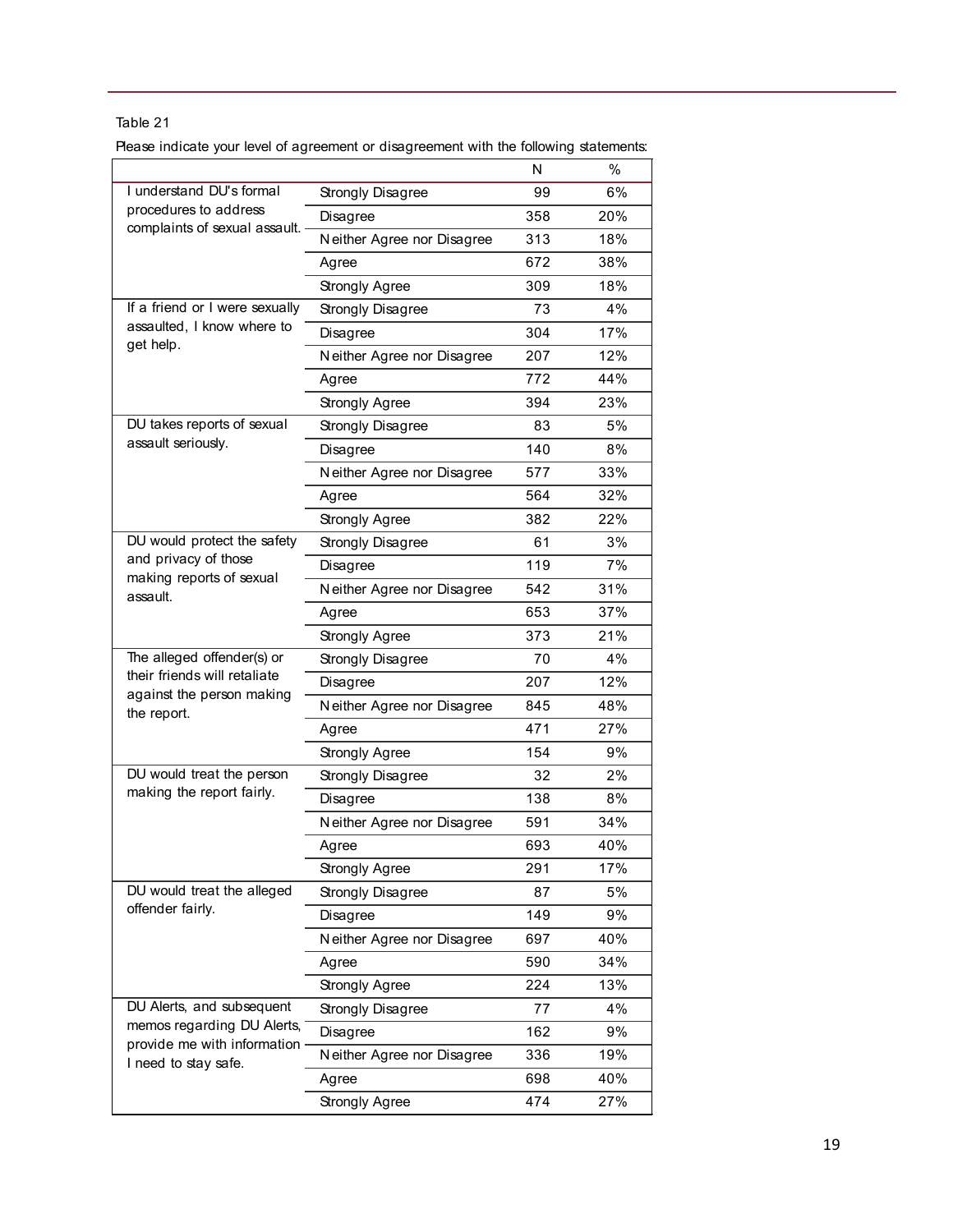Table 21

Please indicate your level of agreement or disagreement with the following statements:

| | | N | % |
|---|---|---|---|
| I understand DU's formal procedures to address complaints of sexual assault. | Strongly Disagree | 99 | 6% |
| | Disagree | 358 | 20% |
| | Neither Agree nor Disagree | 313 | 18% |
| | Agree | 672 | 38% |
| | Strongly Agree | 309 | 18% |
| If a friend or I were sexually assaulted, I know where to get help. | Strongly Disagree | 73 | 4% |
| | Disagree | 304 | 17% |
| | Neither Agree nor Disagree | 207 | 12% |
| | Agree | 772 | 44% |
| | Strongly Agree | 394 | 23% |
| DU takes reports of sexual assault seriously. | Strongly Disagree | 83 | 5% |
| | Disagree | 140 | 8% |
| | Neither Agree nor Disagree | 577 | 33% |
| | Agree | 564 | 32% |
| | Strongly Agree | 382 | 22% |
| DU would protect the safety and privacy of those making reports of sexual assault. | Strongly Disagree | 61 | 3% |
| | Disagree | 119 | 7% |
| | Neither Agree nor Disagree | 542 | 31% |
| | Agree | 653 | 37% |
| | Strongly Agree | 373 | 21% |
| The alleged offender(s) or their friends will retaliate against the person making the report. | Strongly Disagree | 70 | 4% |
| | Disagree | 207 | 12% |
| | Neither Agree nor Disagree | 845 | 48% |
| | Agree | 471 | 27% |
| | Strongly Agree | 154 | 9% |
| DU would treat the person making the report fairly. | Strongly Disagree | 32 | 2% |
| | Disagree | 138 | 8% |
| | Neither Agree nor Disagree | 591 | 34% |
| | Agree | 693 | 40% |
| | Strongly Agree | 291 | 17% |
| DU would treat the alleged offender fairly. | Strongly Disagree | 87 | 5% |
| | Disagree | 149 | 9% |
| | Neither Agree nor Disagree | 697 | 40% |
| | Agree | 590 | 34% |
| | Strongly Agree | 224 | 13% |
| DU Alerts, and subsequent memos regarding DU Alerts, provide me with information I need to stay safe. | Strongly Disagree | 77 | 4% |
| | Disagree | 162 | 9% |
| | Neither Agree nor Disagree | 336 | 19% |
| | Agree | 698 | 40% |
| | Strongly Agree | 474 | 27% |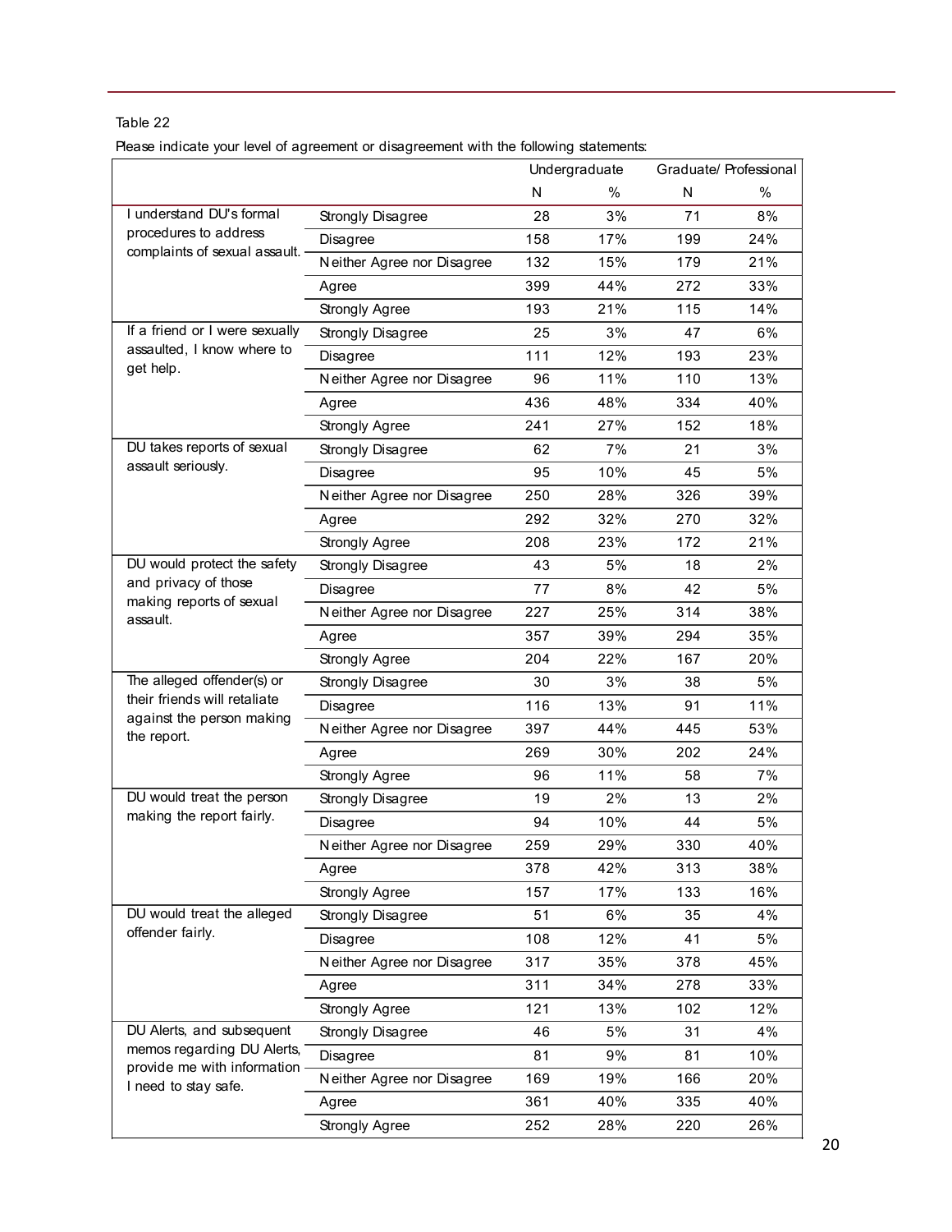Table 22

Please indicate your level of agreement or disagreement with the following statements:

| | | Undergraduate | | Graduate/ Professional | |
|---|---|---|---|---|---|
| | | N | % | N | % |
| I understand DU's formal procedures to address complaints of sexual assault. | Strongly Disagree | 28 | 3% | 71 | 8% |
| | Disagree | 158 | 17% | 199 | 24% |
| | Neither Agree nor Disagree | 132 | 15% | 179 | 21% |
| | Agree | 399 | 44% | 272 | 33% |
| | Strongly Agree | 193 | 21% | 115 | 14% |
| If a friend or I were sexually assaulted, I know where to get help. | Strongly Disagree | 25 | 3% | 47 | 6% |
| | Disagree | 111 | 12% | 193 | 23% |
| | Neither Agree nor Disagree | 96 | 11% | 110 | 13% |
| | Agree | 436 | 48% | 334 | 40% |
| | Strongly Agree | 241 | 27% | 152 | 18% |
| DU takes reports of sexual assault seriously. | Strongly Disagree | 62 | 7% | 21 | 3% |
| | Disagree | 95 | 10% | 45 | 5% |
| | Neither Agree nor Disagree | 250 | 28% | 326 | 39% |
| | Agree | 292 | 32% | 270 | 32% |
| | Strongly Agree | 208 | 23% | 172 | 21% |
| DU would protect the safety and privacy of those making reports of sexual assault. | Strongly Disagree | 43 | 5% | 18 | 2% |
| | Disagree | 77 | 8% | 42 | 5% |
| | Neither Agree nor Disagree | 227 | 25% | 314 | 38% |
| | Agree | 357 | 39% | 294 | 35% |
| | Strongly Agree | 204 | 22% | 167 | 20% |
| The alleged offender(s) or their friends will retaliate against the person making the report. | Strongly Disagree | 30 | 3% | 38 | 5% |
| | Disagree | 116 | 13% | 91 | 11% |
| | Neither Agree nor Disagree | 397 | 44% | 445 | 53% |
| | Agree | 269 | 30% | 202 | 24% |
| | Strongly Agree | 96 | 11% | 58 | 7% |
| DU would treat the person making the report fairly. | Strongly Disagree | 19 | 2% | 13 | 2% |
| | Disagree | 94 | 10% | 44 | 5% |
| | Neither Agree nor Disagree | 259 | 29% | 330 | 40% |
| | Agree | 378 | 42% | 313 | 38% |
| | Strongly Agree | 157 | 17% | 133 | 16% |
| DU would treat the alleged offender fairly. | Strongly Disagree | 51 | 6% | 35 | 4% |
| | Disagree | 108 | 12% | 41 | 5% |
| | Neither Agree nor Disagree | 317 | 35% | 378 | 45% |
| | Agree | 311 | 34% | 278 | 33% |
| | Strongly Agree | 121 | 13% | 102 | 12% |
| DU Alerts, and subsequent memos regarding DU Alerts, provide me with information I need to stay safe. | Strongly Disagree | 46 | 5% | 31 | 4% |
| | Disagree | 81 | 9% | 81 | 10% |
| | Neither Agree nor Disagree | 169 | 19% | 166 | 20% |
| | Agree | 361 | 40% | 335 | 40% |
| | Strongly Agree | 252 | 28% | 220 | 26% |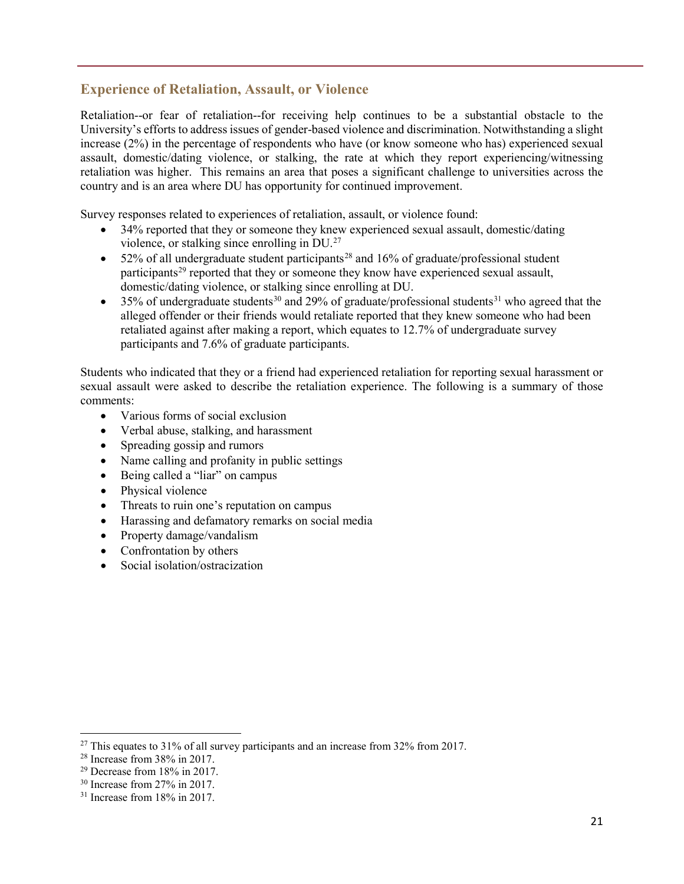## Experience of Retaliation, Assault, or Violence

Retaliation--or fear of retaliation--for receiving help continues to be a substantial obstacle to the University's efforts to address issues of gender-based violence and discrimination. Notwithstanding a slight increase (2%) in the percentage of respondents who have (or know someone who has) experienced sexual assault, domestic/dating violence, or stalking, the rate at which they report experiencing/witnessing retaliation was higher. This remains an area that poses a significant challenge to universities across the country and is an area where DU has opportunity for continued improvement.

Survey responses related to experiences of retaliation, assault, or violence found:

- 34% reported that they or someone they knew experienced sexual assault, domestic/dating violence, or stalking since enrolling in DU.[27]
- 52% of all undergraduate student participants[28] and 16% of graduate/professional student participants[29] reported that they or someone they know have experienced sexual assault, domestic/dating violence, or stalking since enrolling at DU.
- 35% of undergraduate students[30] and 29% of graduate/professional students[31] who agreed that the alleged offender or their friends would retaliate reported that they knew someone who had been retaliated against after making a report, which equates to 12.7% of undergraduate survey participants and 7.6% of graduate participants.

Students who indicated that they or a friend had experienced retaliation for reporting sexual harassment or sexual assault were asked to describe the retaliation experience. The following is a summary of those comments:

- Various forms of social exclusion
- Verbal abuse, stalking, and harassment
- Spreading gossip and rumors
- Name calling and profanity in public settings
- Being called a "liar" on campus
- Physical violence
- Threats to ruin one's reputation on campus
- Harassing and defamatory remarks on social media
- Property damage/vandalism
- Confrontation by others
- Social isolation/ostracization

---

[27] This equates to 31% of all survey participants and an increase from 32% from 2017.

[28] Increase from 38% in 2017.

[29] Decrease from 18% in 2017.

[30] Increase from 27% in 2017.

[31] Increase from 18% in 2017.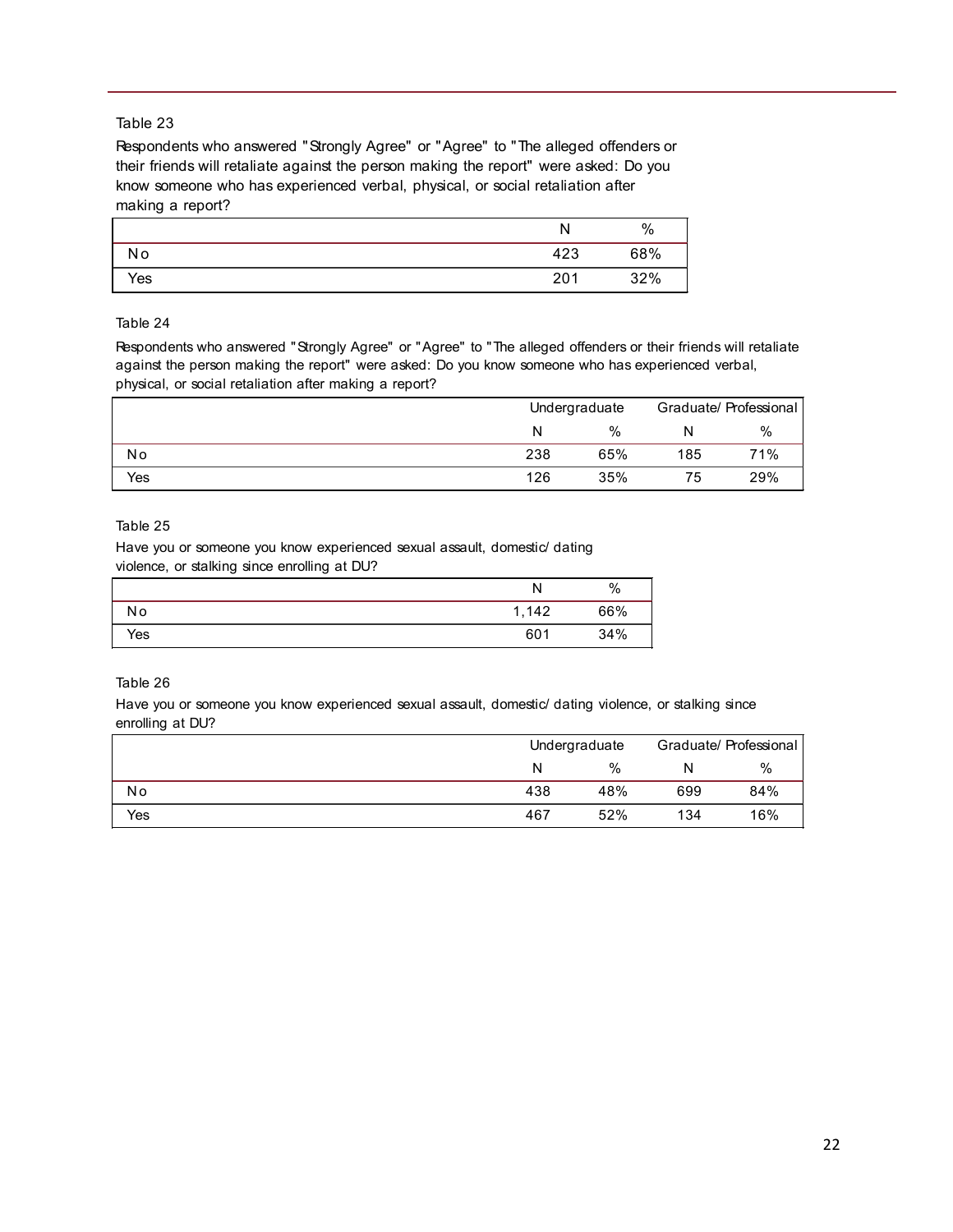Table 23

Respondents who answered "Strongly Agree" or "Agree" to "The alleged offenders or their friends will retaliate against the person making the report" were asked: Do you know someone who has experienced verbal, physical, or social retaliation after making a report?

| | N | % |
|---|---|---|
| No | 423 | 68% |
| Yes | 201 | 32% |

Table 24

Respondents who answered "Strongly Agree" or "Agree" to "The alleged offenders or their friends will retaliate against the person making the report" were asked: Do you know someone who has experienced verbal, physical, or social retaliation after making a report?

| | Undergraduate | | Graduate/ Professional | |
|---|---|---|---|---|
| | N | % | N | % |
| No | 238 | 65% | 185 | 71% |
| Yes | 126 | 35% | 75 | 29% |

Table 25

Have you or someone you know experienced sexual assault, domestic/ dating violence, or stalking since enrolling at DU?

| | N | % |
|---|---|---|
| No | 1,142 | 66% |
| Yes | 601 | 34% |

Table 26

Have you or someone you know experienced sexual assault, domestic/ dating violence, or stalking since enrolling at DU?

| | Undergraduate | | Graduate/ Professional | |
|---|---|---|---|---|
| | N | % | N | % |
| No | 438 | 48% | 699 | 84% |
| Yes | 467 | 52% | 134 | 16% |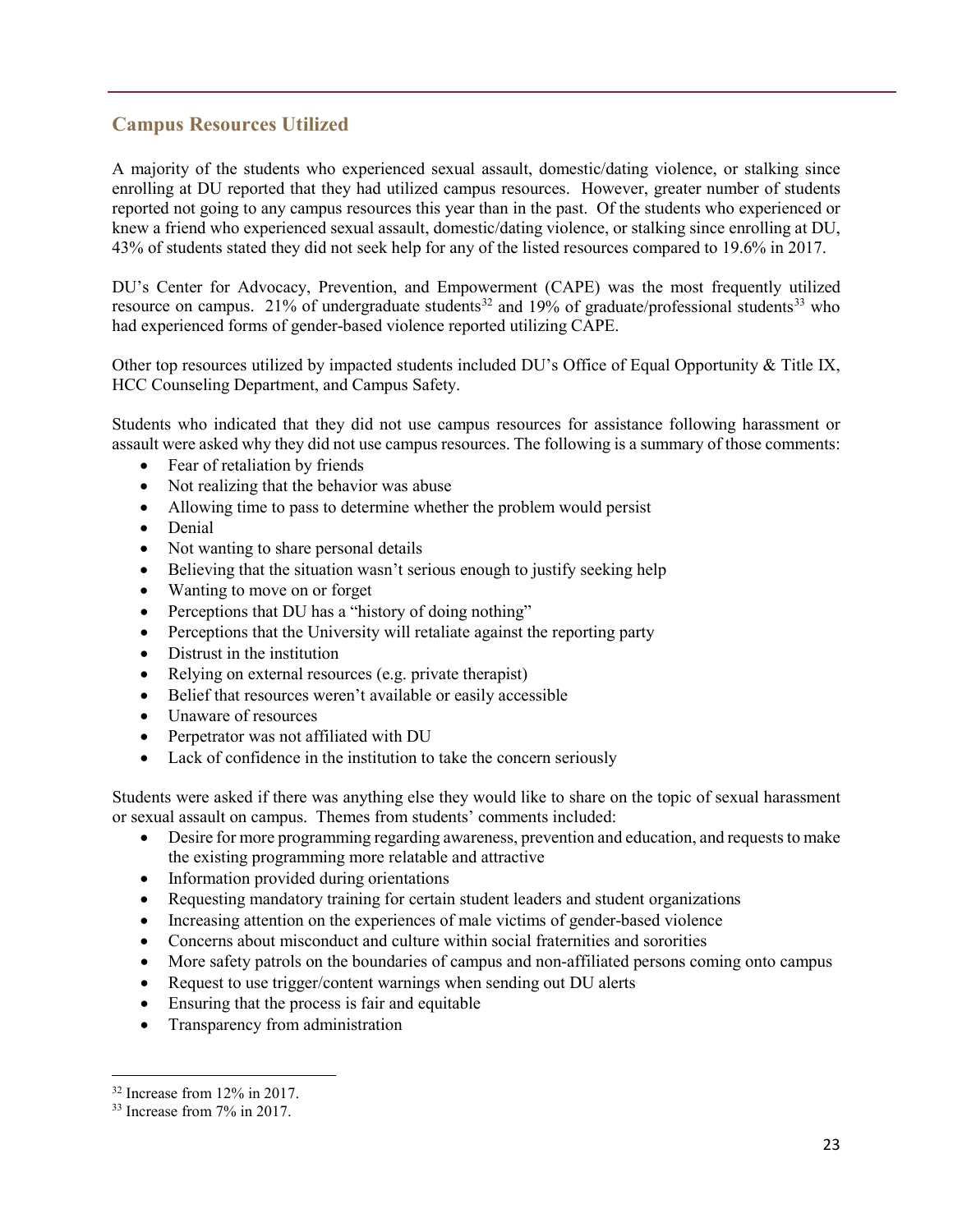## Campus Resources Utilized

A majority of the students who experienced sexual assault, domestic/dating violence, or stalking since enrolling at DU reported that they had utilized campus resources. However, greater number of students reported not going to any campus resources this year than in the past. Of the students who experienced or knew a friend who experienced sexual assault, domestic/dating violence, or stalking since enrolling at DU, 43% of students stated they did not seek help for any of the listed resources compared to 19.6% in 2017.

DU's Center for Advocacy, Prevention, and Empowerment (CAPE) was the most frequently utilized resource on campus. 21% of undergraduate students[32] and 19% of graduate/professional students[33] who had experienced forms of gender-based violence reported utilizing CAPE.

Other top resources utilized by impacted students included DU's Office of Equal Opportunity & Title IX, HCC Counseling Department, and Campus Safety.

Students who indicated that they did not use campus resources for assistance following harassment or assault were asked why they did not use campus resources. The following is a summary of those comments:

- Fear of retaliation by friends
- Not realizing that the behavior was abuse
- Allowing time to pass to determine whether the problem would persist
- Denial
- Not wanting to share personal details
- Believing that the situation wasn't serious enough to justify seeking help
- Wanting to move on or forget
- Perceptions that DU has a "history of doing nothing"
- Perceptions that the University will retaliate against the reporting party
- Distrust in the institution
- Relying on external resources (e.g. private therapist)
- Belief that resources weren't available or easily accessible
- Unaware of resources
- Perpetrator was not affiliated with DU
- Lack of confidence in the institution to take the concern seriously

Students were asked if there was anything else they would like to share on the topic of sexual harassment or sexual assault on campus. Themes from students' comments included:

- Desire for more programming regarding awareness, prevention and education, and requests to make the existing programming more relatable and attractive
- Information provided during orientations
- Requesting mandatory training for certain student leaders and student organizations
- Increasing attention on the experiences of male victims of gender-based violence
- Concerns about misconduct and culture within social fraternities and sororities
- More safety patrols on the boundaries of campus and non-affiliated persons coming onto campus
- Request to use trigger/content warnings when sending out DU alerts
- Ensuring that the process is fair and equitable
- Transparency from administration

---

[32] Increase from 12% in 2017.

[33] Increase from 7% in 2017.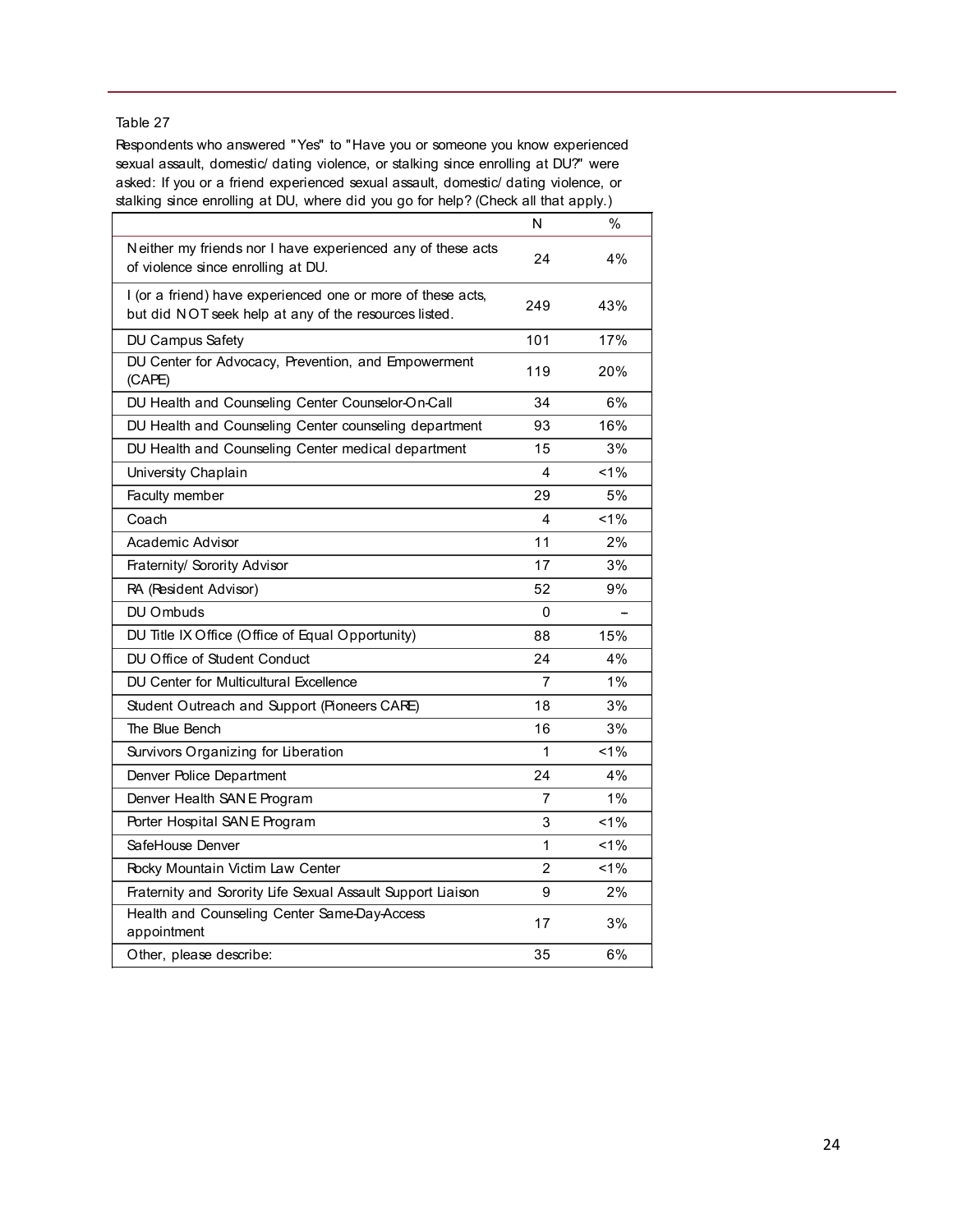Table 27

Respondents who answered "Yes" to "Have you or someone you know experienced sexual assault, domestic/ dating violence, or stalking since enrolling at DU?" were asked: If you or a friend experienced sexual assault, domestic/ dating violence, or stalking since enrolling at DU, where did you go for help? (Check all that apply.)

| | N | % |
|---|---|---|
| Neither my friends nor I have experienced any of these acts of violence since enrolling at DU. | 24 | 4% |
| I (or a friend) have experienced one or more of these acts, but did NOT seek help at any of the resources listed. | 249 | 43% |
| DU Campus Safety | 101 | 17% |
| DU Center for Advocacy, Prevention, and Empowerment (CAPE) | 119 | 20% |
| DU Health and Counseling Center Counselor-On-Call | 34 | 6% |
| DU Health and Counseling Center counseling department | 93 | 16% |
| DU Health and Counseling Center medical department | 15 | 3% |
| University Chaplain | 4 | <1% |
| Faculty member | 29 | 5% |
| Coach | 4 | <1% |
| Academic Advisor | 11 | 2% |
| Fraternity/ Sorority Advisor | 17 | 3% |
| RA (Resident Advisor) | 52 | 9% |
| DU Ombuds | 0 | – |
| DU Title IX Office (Office of Equal Opportunity) | 88 | 15% |
| DU Office of Student Conduct | 24 | 4% |
| DU Center for Multicultural Excellence | 7 | 1% |
| Student Outreach and Support (Pioneers CARE) | 18 | 3% |
| The Blue Bench | 16 | 3% |
| Survivors Organizing for Liberation | 1 | <1% |
| Denver Police Department | 24 | 4% |
| Denver Health SANE Program | 7 | 1% |
| Porter Hospital SANE Program | 3 | <1% |
| SafeHouse Denver | 1 | <1% |
| Rocky Mountain Victim Law Center | 2 | <1% |
| Fraternity and Sorority Life Sexual Assault Support Liaison | 9 | 2% |
| Health and Counseling Center Same-Day-Access appointment | 17 | 3% |
| Other, please describe: | 35 | 6% |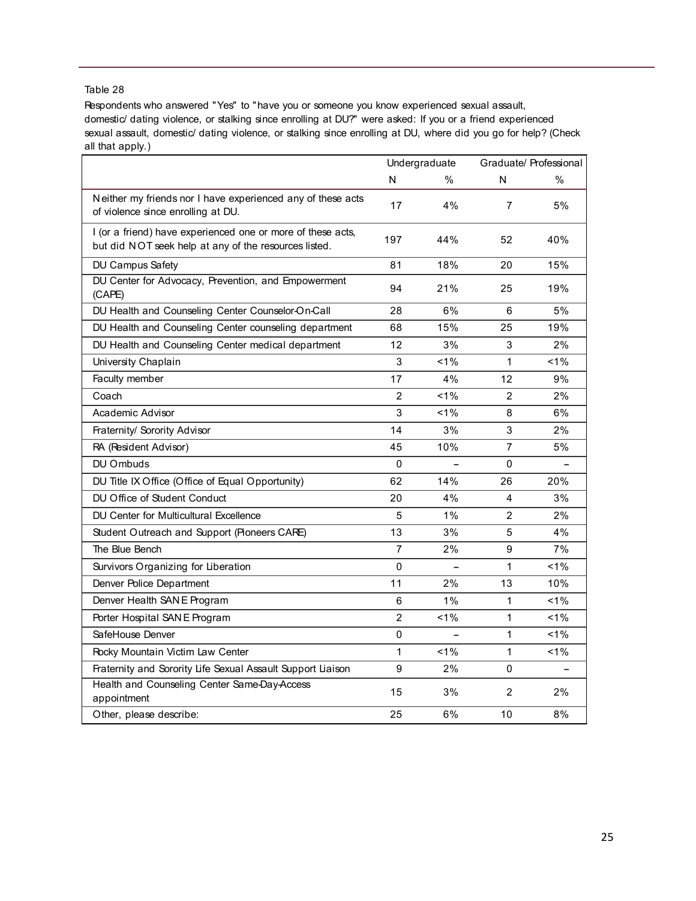Table 28

Respondents who answered "Yes" to "have you or someone you know experienced sexual assault, domestic/ dating violence, or stalking since enrolling at DU?" were asked: If you or a friend experienced sexual assault, domestic/ dating violence, or stalking since enrolling at DU, where did you go for help? (Check all that apply.)

| | Undergraduate | | Graduate/ Professional | |
|---|---|---|---|---|
| | N | % | N | % |
| Neither my friends nor I have experienced any of these acts of violence since enrolling at DU. | 17 | 4% | 7 | 5% |
| I (or a friend) have experienced one or more of these acts, but did NOT seek help at any of the resources listed. | 197 | 44% | 52 | 40% |
| DU Campus Safety | 81 | 18% | 20 | 15% |
| DU Center for Advocacy, Prevention, and Empowerment (CAPE) | 94 | 21% | 25 | 19% |
| DU Health and Counseling Center Counselor-On-Call | 28 | 6% | 6 | 5% |
| DU Health and Counseling Center counseling department | 68 | 15% | 25 | 19% |
| DU Health and Counseling Center medical department | 12 | 3% | 3 | 2% |
| University Chaplain | 3 | <1% | 1 | <1% |
| Faculty member | 17 | 4% | 12 | 9% |
| Coach | 2 | <1% | 2 | 2% |
| Academic Advisor | 3 | <1% | 8 | 6% |
| Fraternity/ Sorority Advisor | 14 | 3% | 3 | 2% |
| RA (Resident Advisor) | 45 | 10% | 7 | 5% |
| DU Ombuds | 0 | – | 0 | – |
| DU Title IX Office (Office of Equal Opportunity) | 62 | 14% | 26 | 20% |
| DU Office of Student Conduct | 20 | 4% | 4 | 3% |
| DU Center for Multicultural Excellence | 5 | 1% | 2 | 2% |
| Student Outreach and Support (Pioneers CARE) | 13 | 3% | 5 | 4% |
| The Blue Bench | 7 | 2% | 9 | 7% |
| Survivors Organizing for Liberation | 0 | – | 1 | <1% |
| Denver Police Department | 11 | 2% | 13 | 10% |
| Denver Health SANE Program | 6 | 1% | 1 | <1% |
| Porter Hospital SANE Program | 2 | <1% | 1 | <1% |
| SafeHouse Denver | 0 | – | 1 | <1% |
| Rocky Mountain Victim Law Center | 1 | <1% | 1 | <1% |
| Fraternity and Sorority Life Sexual Assault Support Liaison | 9 | 2% | 0 | – |
| Health and Counseling Center Same-Day-Access appointment | 15 | 3% | 2 | 2% |
| Other, please describe: | 25 | 6% | 10 | 8% |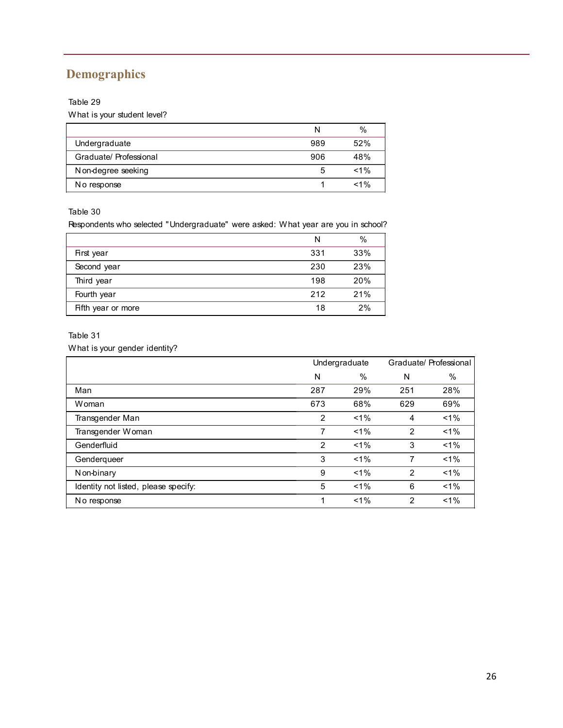## Demographics

Table 29

What is your student level?

| | N | % |
|---|---|---|
| Undergraduate | 989 | 52% |
| Graduate/ Professional | 906 | 48% |
| Non-degree seeking | 5 | <1% |
| No response | 1 | <1% |

Table 30

Respondents who selected "Undergraduate" were asked: What year are you in school?

| | N | % |
|---|---|---|
| First year | 331 | 33% |
| Second year | 230 | 23% |
| Third year | 198 | 20% |
| Fourth year | 212 | 21% |
| Fifth year or more | 18 | 2% |

Table 31

What is your gender identity?

| | Undergraduate | | Graduate/ Professional | |
|---|---|---|---|---|
| | N | % | N | % |
| Man | 287 | 29% | 251 | 28% |
| Woman | 673 | 68% | 629 | 69% |
| Transgender Man | 2 | <1% | 4 | <1% |
| Transgender Woman | 7 | <1% | 2 | <1% |
| Genderfluid | 2 | <1% | 3 | <1% |
| Genderqueer | 3 | <1% | 7 | <1% |
| Non-binary | 9 | <1% | 2 | <1% |
| Identity not listed, please specify: | 5 | <1% | 6 | <1% |
| No response | 1 | <1% | 2 | <1% |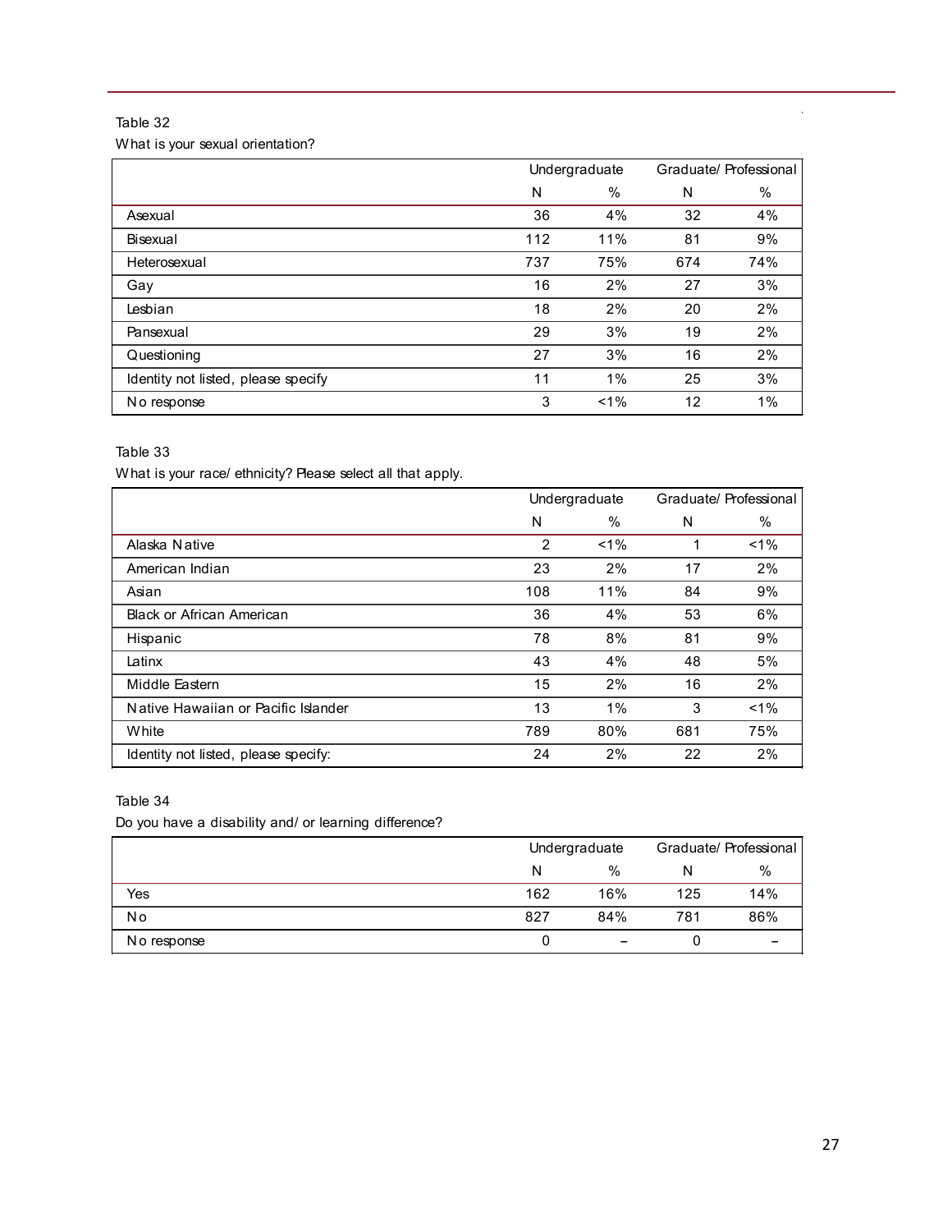Table 32

What is your sexual orientation?

| | Undergraduate | | Graduate/ Professional | |
|---|---|---|---|---|
| | N | % | N | % |
| Asexual | 36 | 4% | 32 | 4% |
| Bisexual | 112 | 11% | 81 | 9% |
| Heterosexual | 737 | 75% | 674 | 74% |
| Gay | 16 | 2% | 27 | 3% |
| Lesbian | 18 | 2% | 20 | 2% |
| Pansexual | 29 | 3% | 19 | 2% |
| Questioning | 27 | 3% | 16 | 2% |
| Identity not listed, please specify | 11 | 1% | 25 | 3% |
| No response | 3 | <1% | 12 | 1% |

Table 33

What is your race/ ethnicity? Please select all that apply.

| | Undergraduate | | Graduate/ Professional | |
|---|---|---|---|---|
| | N | % | N | % |
| Alaska Native | 2 | <1% | 1 | <1% |
| American Indian | 23 | 2% | 17 | 2% |
| Asian | 108 | 11% | 84 | 9% |
| Black or African American | 36 | 4% | 53 | 6% |
| Hispanic | 78 | 8% | 81 | 9% |
| Latinx | 43 | 4% | 48 | 5% |
| Middle Eastern | 15 | 2% | 16 | 2% |
| Native Hawaiian or Pacific Islander | 13 | 1% | 3 | <1% |
| White | 789 | 80% | 681 | 75% |
| Identity not listed, please specify: | 24 | 2% | 22 | 2% |

Table 34

Do you have a disability and/ or learning difference?

| | Undergraduate | | Graduate/ Professional | |
|---|---|---|---|---|
| | N | % | N | % |
| Yes | 162 | 16% | 125 | 14% |
| No | 827 | 84% | 781 | 86% |
| No response | 0 | – | 0 | – |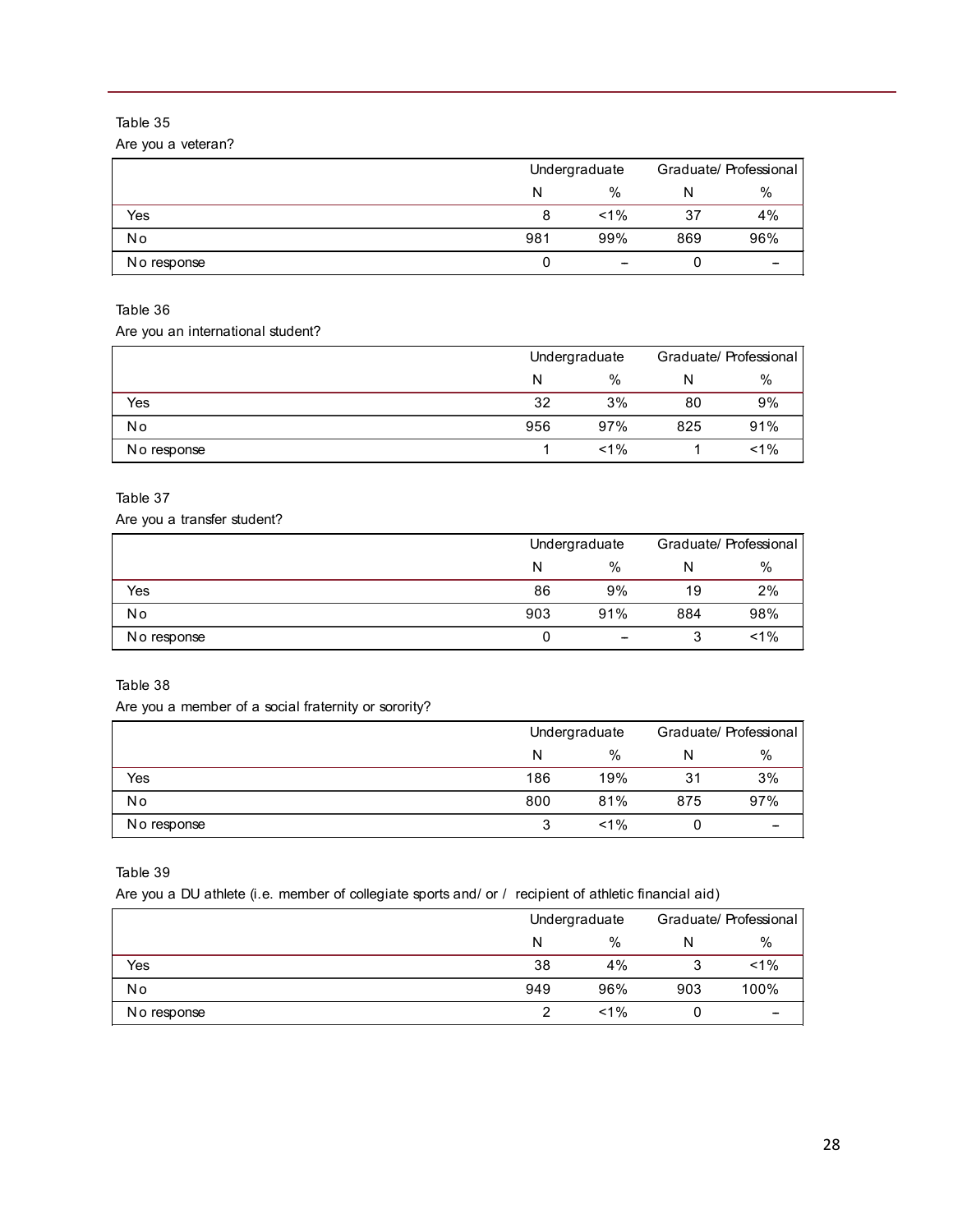Table 35

Are you a veteran?

| | Undergraduate | | Graduate/ Professional | |
|---|---|---|---|---|
| | N | % | N | % |
| Yes | 8 | <1% | 37 | 4% |
| No | 981 | 99% | 869 | 96% |
| No response | 0 | – | 0 | – |

Table 36

Are you an international student?

| | Undergraduate | | Graduate/ Professional | |
|---|---|---|---|---|
| | N | % | N | % |
| Yes | 32 | 3% | 80 | 9% |
| No | 956 | 97% | 825 | 91% |
| No response | 1 | <1% | 1 | <1% |

Table 37

Are you a transfer student?

| | Undergraduate | | Graduate/ Professional | |
|---|---|---|---|---|
| | N | % | N | % |
| Yes | 86 | 9% | 19 | 2% |
| No | 903 | 91% | 884 | 98% |
| No response | 0 | – | 3 | <1% |

Table 38

Are you a member of a social fraternity or sorority?

| | Undergraduate | | Graduate/ Professional | |
|---|---|---|---|---|
| | N | % | N | % |
| Yes | 186 | 19% | 31 | 3% |
| No | 800 | 81% | 875 | 97% |
| No response | 3 | <1% | 0 | – |

Table 39

Are you a DU athlete (i.e. member of collegiate sports and/ or / recipient of athletic financial aid)

| | Undergraduate | | Graduate/ Professional | |
|---|---|---|---|---|
| | N | % | N | % |
| Yes | 38 | 4% | 3 | <1% |
| No | 949 | 96% | 903 | 100% |
| No response | 2 | <1% | 0 | – |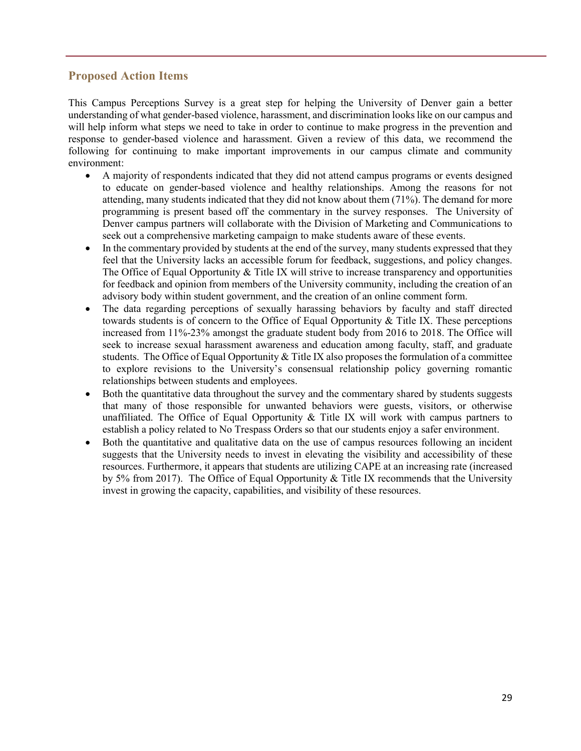## Proposed Action Items

This Campus Perceptions Survey is a great step for helping the University of Denver gain a better understanding of what gender-based violence, harassment, and discrimination looks like on our campus and will help inform what steps we need to take in order to continue to make progress in the prevention and response to gender-based violence and harassment. Given a review of this data, we recommend the following for continuing to make important improvements in our campus climate and community environment:

- A majority of respondents indicated that they did not attend campus programs or events designed to educate on gender-based violence and healthy relationships. Among the reasons for not attending, many students indicated that they did not know about them (71%). The demand for more programming is present based off the commentary in the survey responses. The University of Denver campus partners will collaborate with the Division of Marketing and Communications to seek out a comprehensive marketing campaign to make students aware of these events.
- In the commentary provided by students at the end of the survey, many students expressed that they feel that the University lacks an accessible forum for feedback, suggestions, and policy changes. The Office of Equal Opportunity & Title IX will strive to increase transparency and opportunities for feedback and opinion from members of the University community, including the creation of an advisory body within student government, and the creation of an online comment form.
- The data regarding perceptions of sexually harassing behaviors by faculty and staff directed towards students is of concern to the Office of Equal Opportunity & Title IX. These perceptions increased from 11%-23% amongst the graduate student body from 2016 to 2018. The Office will seek to increase sexual harassment awareness and education among faculty, staff, and graduate students. The Office of Equal Opportunity & Title IX also proposes the formulation of a committee to explore revisions to the University's consensual relationship policy governing romantic relationships between students and employees.
- Both the quantitative data throughout the survey and the commentary shared by students suggests that many of those responsible for unwanted behaviors were guests, visitors, or otherwise unaffiliated. The Office of Equal Opportunity & Title IX will work with campus partners to establish a policy related to No Trespass Orders so that our students enjoy a safer environment.
- Both the quantitative and qualitative data on the use of campus resources following an incident suggests that the University needs to invest in elevating the visibility and accessibility of these resources. Furthermore, it appears that students are utilizing CAPE at an increasing rate (increased by 5% from 2017). The Office of Equal Opportunity & Title IX recommends that the University invest in growing the capacity, capabilities, and visibility of these resources.